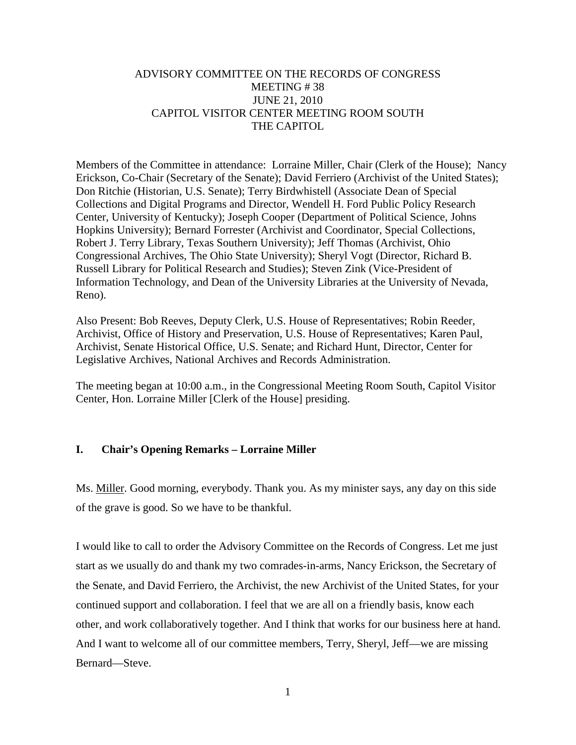# ADVISORY COMMITTEE ON THE RECORDS OF CONGRESS
## MEETING # 38
## JUNE 21, 2010
## CAPITOL VISITOR CENTER MEETING ROOM SOUTH
## THE CAPITOL

Members of the Committee in attendance: Lorraine Miller, Chair (Clerk of the House); Nancy Erickson, Co-Chair (Secretary of the Senate); David Ferriero (Archivist of the United States); Don Ritchie (Historian, U.S. Senate); Terry Birdwhistell (Associate Dean of Special Collections and Digital Programs and Director, Wendell H. Ford Public Policy Research Center, University of Kentucky); Joseph Cooper (Department of Political Science, Johns Hopkins University); Bernard Forrester (Archivist and Coordinator, Special Collections, Robert J. Terry Library, Texas Southern University); Jeff Thomas (Archivist, Ohio Congressional Archives, The Ohio State University); Sheryl Vogt (Director, Richard B. Russell Library for Political Research and Studies); Steven Zink (Vice-President of Information Technology, and Dean of the University Libraries at the University of Nevada, Reno).

Also Present: Bob Reeves, Deputy Clerk, U.S. House of Representatives; Robin Reeder, Archivist, Office of History and Preservation, U.S. House of Representatives; Karen Paul, Archivist, Senate Historical Office, U.S. Senate; and Richard Hunt, Director, Center for Legislative Archives, National Archives and Records Administration.

The meeting began at 10:00 a.m., in the Congressional Meeting Room South, Capitol Visitor Center, Hon. Lorraine Miller [Clerk of the House] presiding.

### I. Chair's Opening Remarks – Lorraine Miller

Ms. Miller. Good morning, everybody. Thank you. As my minister says, any day on this side of the grave is good. So we have to be thankful.

I would like to call to order the Advisory Committee on the Records of Congress. Let me just start as we usually do and thank my two comrades-in-arms, Nancy Erickson, the Secretary of the Senate, and David Ferriero, the Archivist, the new Archivist of the United States, for your continued support and collaboration. I feel that we are all on a friendly basis, know each other, and work collaboratively together. And I think that works for our business here at hand. And I want to welcome all of our committee members, Terry, Sheryl, Jeff—we are missing Bernard—Steve.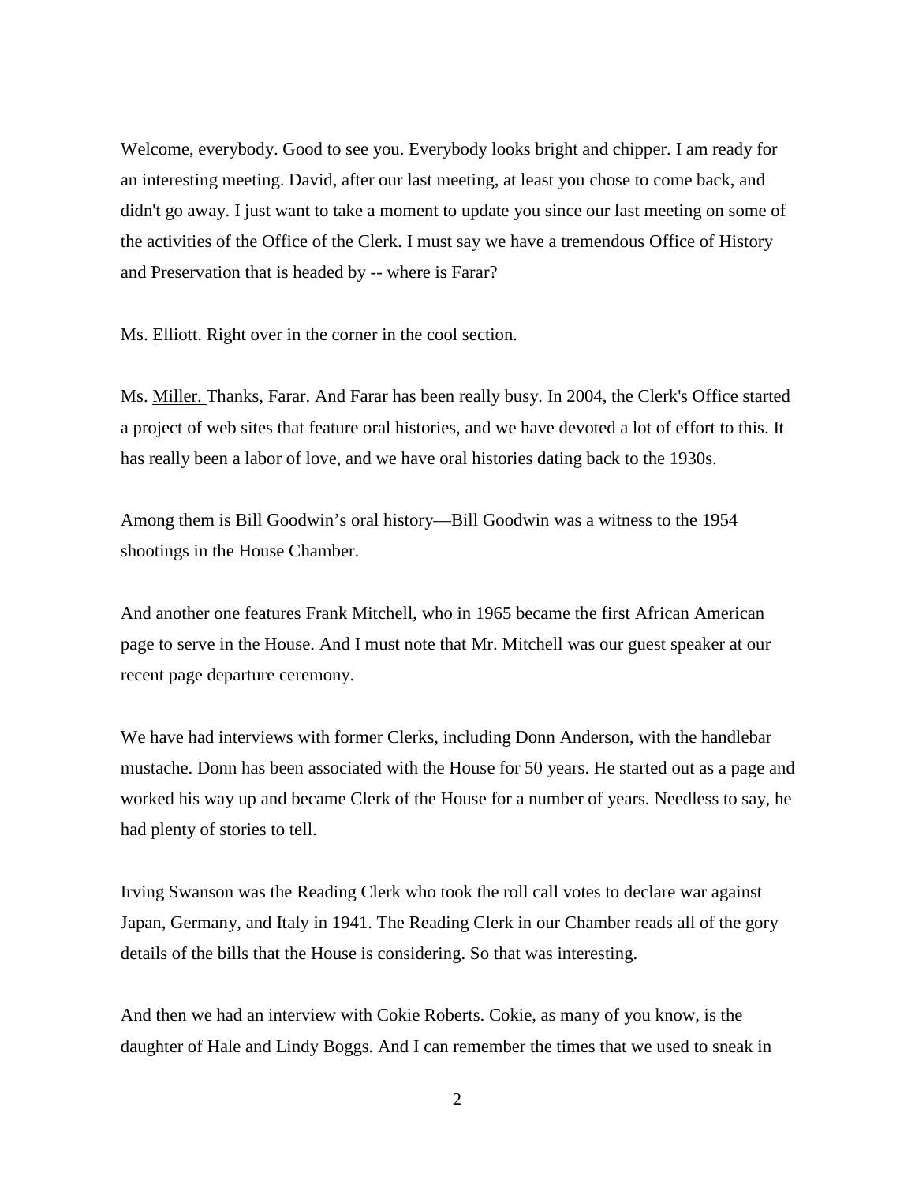Welcome, everybody. Good to see you. Everybody looks bright and chipper. I am ready for an interesting meeting. David, after our last meeting, at least you chose to come back, and didn't go away. I just want to take a moment to update you since our last meeting on some of the activities of the Office of the Clerk. I must say we have a tremendous Office of History and Preservation that is headed by -- where is Farar?

Ms. Elliott. Right over in the corner in the cool section.

Ms. Miller. Thanks, Farar. And Farar has been really busy. In 2004, the Clerk's Office started a project of web sites that feature oral histories, and we have devoted a lot of effort to this. It has really been a labor of love, and we have oral histories dating back to the 1930s.

Among them is Bill Goodwin's oral history—Bill Goodwin was a witness to the 1954 shootings in the House Chamber.

And another one features Frank Mitchell, who in 1965 became the first African American page to serve in the House. And I must note that Mr. Mitchell was our guest speaker at our recent page departure ceremony.

We have had interviews with former Clerks, including Donn Anderson, with the handlebar mustache. Donn has been associated with the House for 50 years. He started out as a page and worked his way up and became Clerk of the House for a number of years. Needless to say, he had plenty of stories to tell.

Irving Swanson was the Reading Clerk who took the roll call votes to declare war against Japan, Germany, and Italy in 1941. The Reading Clerk in our Chamber reads all of the gory details of the bills that the House is considering. So that was interesting.

And then we had an interview with Cokie Roberts. Cokie, as many of you know, is the daughter of Hale and Lindy Boggs. And I can remember the times that we used to sneak in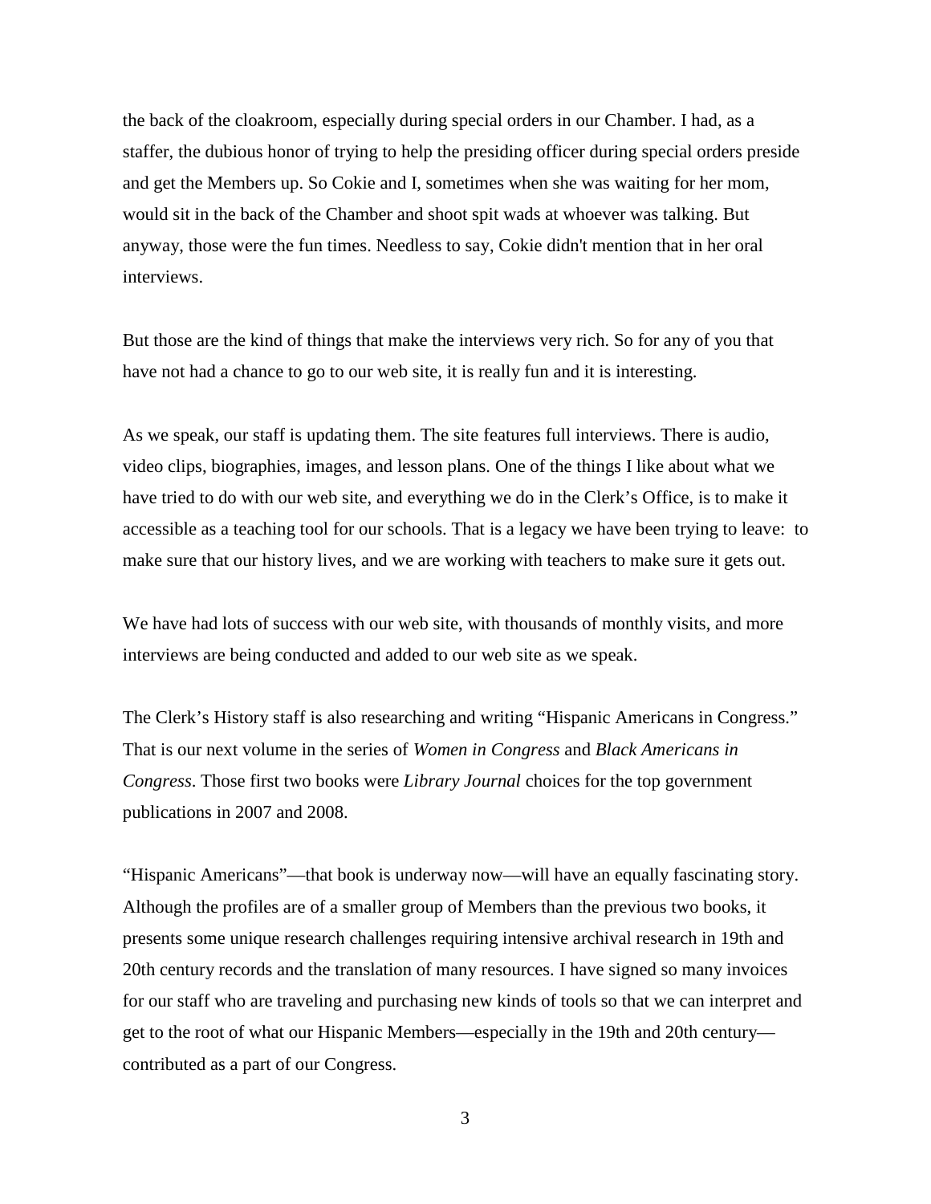the back of the cloakroom, especially during special orders in our Chamber. I had, as a staffer, the dubious honor of trying to help the presiding officer during special orders preside and get the Members up. So Cokie and I, sometimes when she was waiting for her mom, would sit in the back of the Chamber and shoot spit wads at whoever was talking. But anyway, those were the fun times. Needless to say, Cokie didn't mention that in her oral interviews.

But those are the kind of things that make the interviews very rich. So for any of you that have not had a chance to go to our web site, it is really fun and it is interesting.

As we speak, our staff is updating them. The site features full interviews. There is audio, video clips, biographies, images, and lesson plans. One of the things I like about what we have tried to do with our web site, and everything we do in the Clerk's Office, is to make it accessible as a teaching tool for our schools. That is a legacy we have been trying to leave: to make sure that our history lives, and we are working with teachers to make sure it gets out.

We have had lots of success with our web site, with thousands of monthly visits, and more interviews are being conducted and added to our web site as we speak.

The Clerk's History staff is also researching and writing "Hispanic Americans in Congress." That is our next volume in the series of *Women in Congress* and *Black Americans in Congress*. Those first two books were *Library Journal* choices for the top government publications in 2007 and 2008.

"Hispanic Americans"—that book is underway now—will have an equally fascinating story. Although the profiles are of a smaller group of Members than the previous two books, it presents some unique research challenges requiring intensive archival research in 19th and 20th century records and the translation of many resources. I have signed so many invoices for our staff who are traveling and purchasing new kinds of tools so that we can interpret and get to the root of what our Hispanic Members—especially in the 19th and 20th century—contributed as a part of our Congress.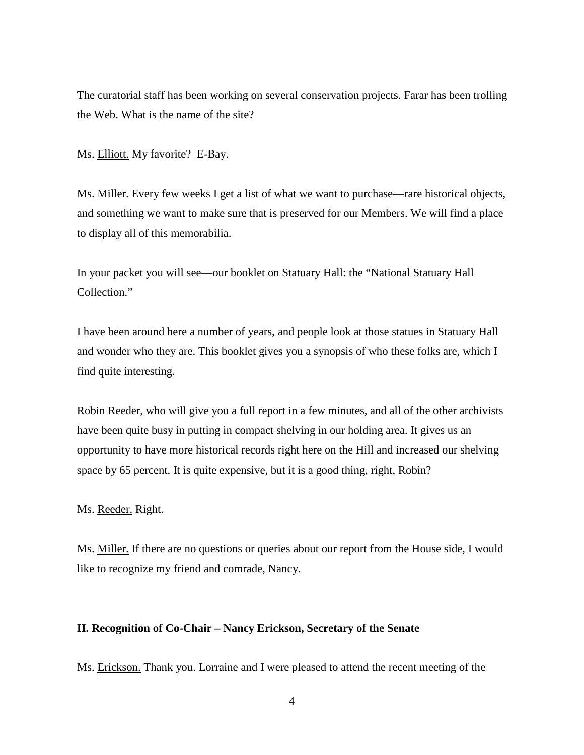The curatorial staff has been working on several conservation projects. Farar has been trolling the Web. What is the name of the site?

Ms. Elliott. My favorite? E-Bay.

Ms. Miller. Every few weeks I get a list of what we want to purchase—rare historical objects, and something we want to make sure that is preserved for our Members. We will find a place to display all of this memorabilia.

In your packet you will see—our booklet on Statuary Hall: the "National Statuary Hall Collection."

I have been around here a number of years, and people look at those statues in Statuary Hall and wonder who they are. This booklet gives you a synopsis of who these folks are, which I find quite interesting.

Robin Reeder, who will give you a full report in a few minutes, and all of the other archivists have been quite busy in putting in compact shelving in our holding area. It gives us an opportunity to have more historical records right here on the Hill and increased our shelving space by 65 percent. It is quite expensive, but it is a good thing, right, Robin?

Ms. Reeder. Right.

Ms. Miller. If there are no questions or queries about our report from the House side, I would like to recognize my friend and comrade, Nancy.

**II. Recognition of Co-Chair – Nancy Erickson, Secretary of the Senate**

Ms. Erickson. Thank you. Lorraine and I were pleased to attend the recent meeting of the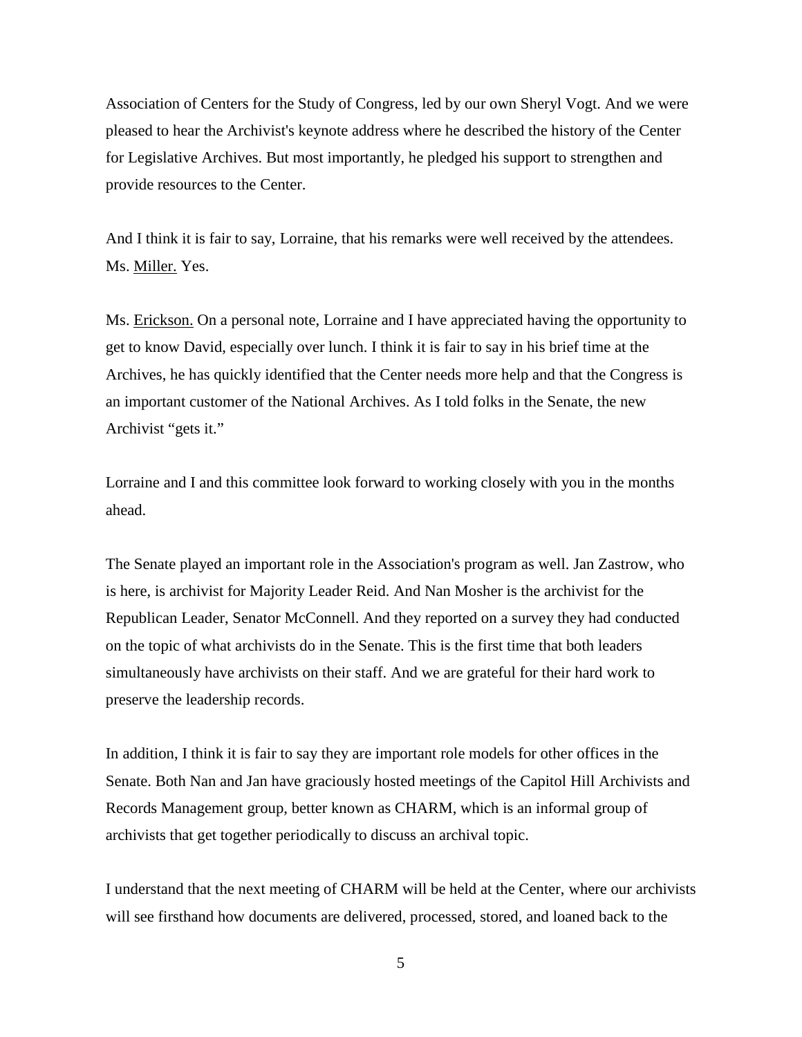Association of Centers for the Study of Congress, led by our own Sheryl Vogt. And we were pleased to hear the Archivist's keynote address where he described the history of the Center for Legislative Archives. But most importantly, he pledged his support to strengthen and provide resources to the Center.

And I think it is fair to say, Lorraine, that his remarks were well received by the attendees.
Ms. Miller. Yes.

Ms. Erickson. On a personal note, Lorraine and I have appreciated having the opportunity to get to know David, especially over lunch. I think it is fair to say in his brief time at the Archives, he has quickly identified that the Center needs more help and that the Congress is an important customer of the National Archives. As I told folks in the Senate, the new Archivist "gets it."

Lorraine and I and this committee look forward to working closely with you in the months ahead.

The Senate played an important role in the Association's program as well. Jan Zastrow, who is here, is archivist for Majority Leader Reid. And Nan Mosher is the archivist for the Republican Leader, Senator McConnell. And they reported on a survey they had conducted on the topic of what archivists do in the Senate. This is the first time that both leaders simultaneously have archivists on their staff. And we are grateful for their hard work to preserve the leadership records.

In addition, I think it is fair to say they are important role models for other offices in the Senate. Both Nan and Jan have graciously hosted meetings of the Capitol Hill Archivists and Records Management group, better known as CHARM, which is an informal group of archivists that get together periodically to discuss an archival topic.

I understand that the next meeting of CHARM will be held at the Center, where our archivists will see firsthand how documents are delivered, processed, stored, and loaned back to the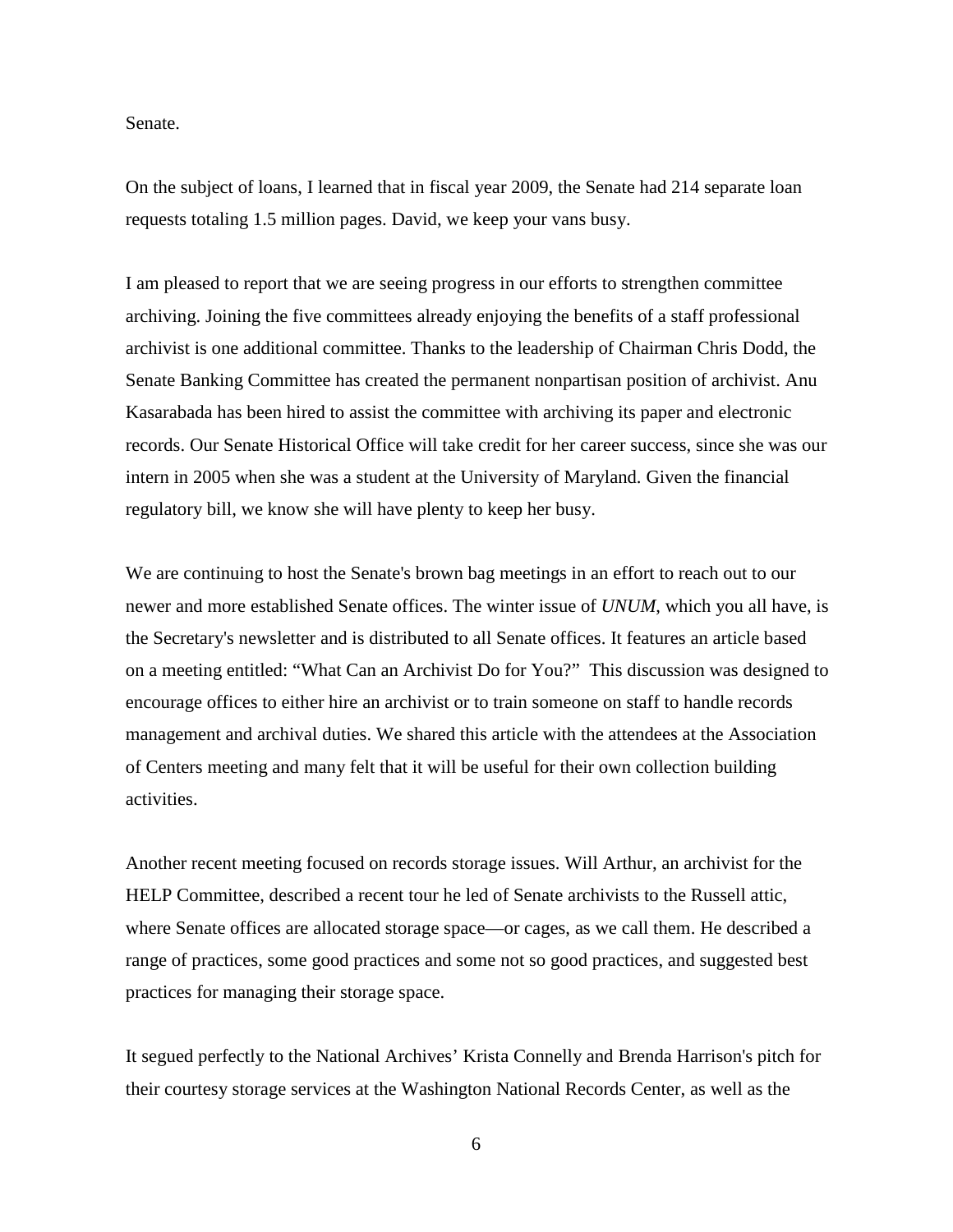Senate.

On the subject of loans, I learned that in fiscal year 2009, the Senate had 214 separate loan requests totaling 1.5 million pages. David, we keep your vans busy.

I am pleased to report that we are seeing progress in our efforts to strengthen committee archiving. Joining the five committees already enjoying the benefits of a staff professional archivist is one additional committee. Thanks to the leadership of Chairman Chris Dodd, the Senate Banking Committee has created the permanent nonpartisan position of archivist. Anu Kasarabada has been hired to assist the committee with archiving its paper and electronic records. Our Senate Historical Office will take credit for her career success, since she was our intern in 2005 when she was a student at the University of Maryland. Given the financial regulatory bill, we know she will have plenty to keep her busy.

We are continuing to host the Senate's brown bag meetings in an effort to reach out to our newer and more established Senate offices. The winter issue of *UNUM*, which you all have, is the Secretary's newsletter and is distributed to all Senate offices. It features an article based on a meeting entitled: "What Can an Archivist Do for You?" This discussion was designed to encourage offices to either hire an archivist or to train someone on staff to handle records management and archival duties. We shared this article with the attendees at the Association of Centers meeting and many felt that it will be useful for their own collection building activities.

Another recent meeting focused on records storage issues. Will Arthur, an archivist for the HELP Committee, described a recent tour he led of Senate archivists to the Russell attic, where Senate offices are allocated storage space—or cages, as we call them. He described a range of practices, some good practices and some not so good practices, and suggested best practices for managing their storage space.

It segued perfectly to the National Archives' Krista Connelly and Brenda Harrison's pitch for their courtesy storage services at the Washington National Records Center, as well as the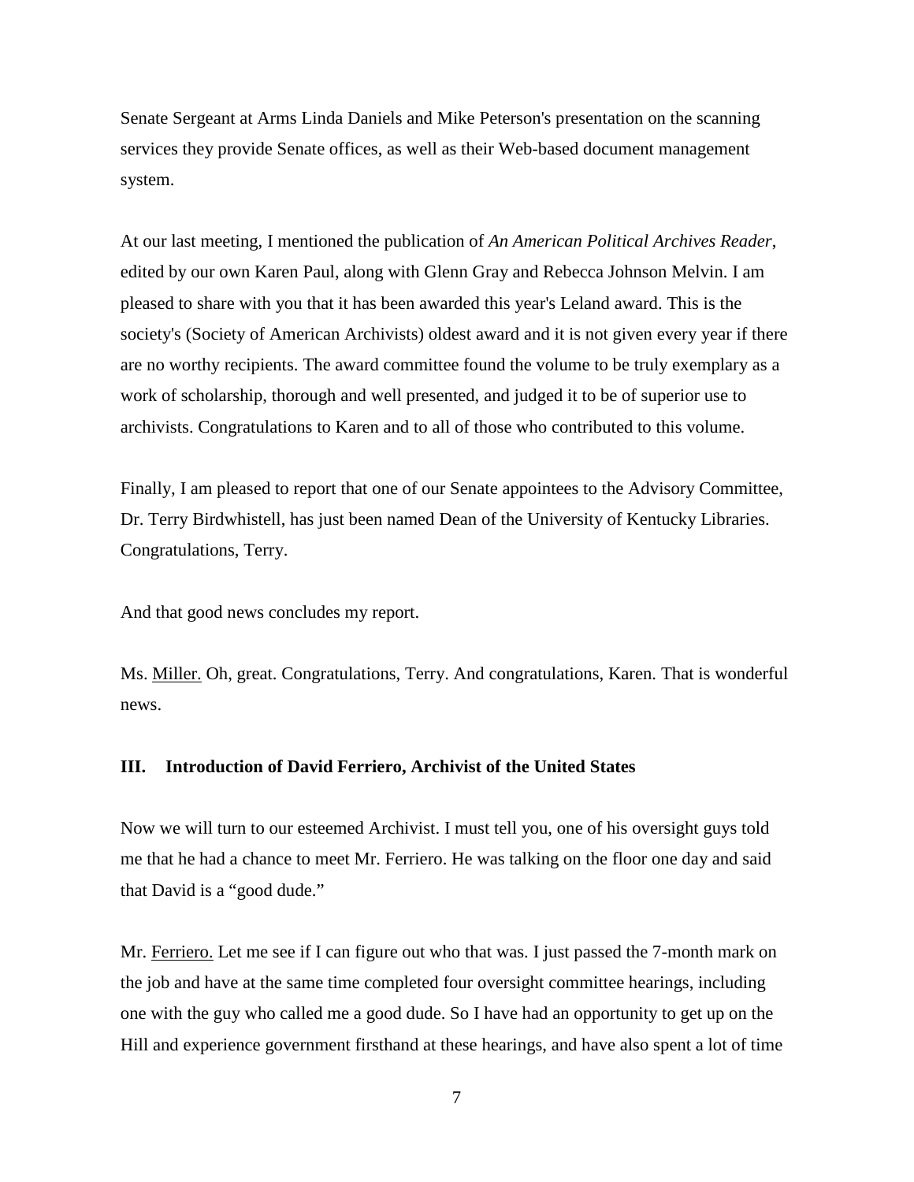Senate Sergeant at Arms Linda Daniels and Mike Peterson's presentation on the scanning services they provide Senate offices, as well as their Web-based document management system.

At our last meeting, I mentioned the publication of *An American Political Archives Reader*, edited by our own Karen Paul, along with Glenn Gray and Rebecca Johnson Melvin. I am pleased to share with you that it has been awarded this year's Leland award. This is the society's (Society of American Archivists) oldest award and it is not given every year if there are no worthy recipients. The award committee found the volume to be truly exemplary as a work of scholarship, thorough and well presented, and judged it to be of superior use to archivists. Congratulations to Karen and to all of those who contributed to this volume.

Finally, I am pleased to report that one of our Senate appointees to the Advisory Committee, Dr. Terry Birdwhistell, has just been named Dean of the University of Kentucky Libraries. Congratulations, Terry.

And that good news concludes my report.

Ms. Miller. Oh, great. Congratulations, Terry. And congratulations, Karen. That is wonderful news.

### III. Introduction of David Ferriero, Archivist of the United States

Now we will turn to our esteemed Archivist. I must tell you, one of his oversight guys told me that he had a chance to meet Mr. Ferriero. He was talking on the floor one day and said that David is a “good dude.”

Mr. Ferriero. Let me see if I can figure out who that was. I just passed the 7-month mark on the job and have at the same time completed four oversight committee hearings, including one with the guy who called me a good dude. So I have had an opportunity to get up on the Hill and experience government firsthand at these hearings, and have also spent a lot of time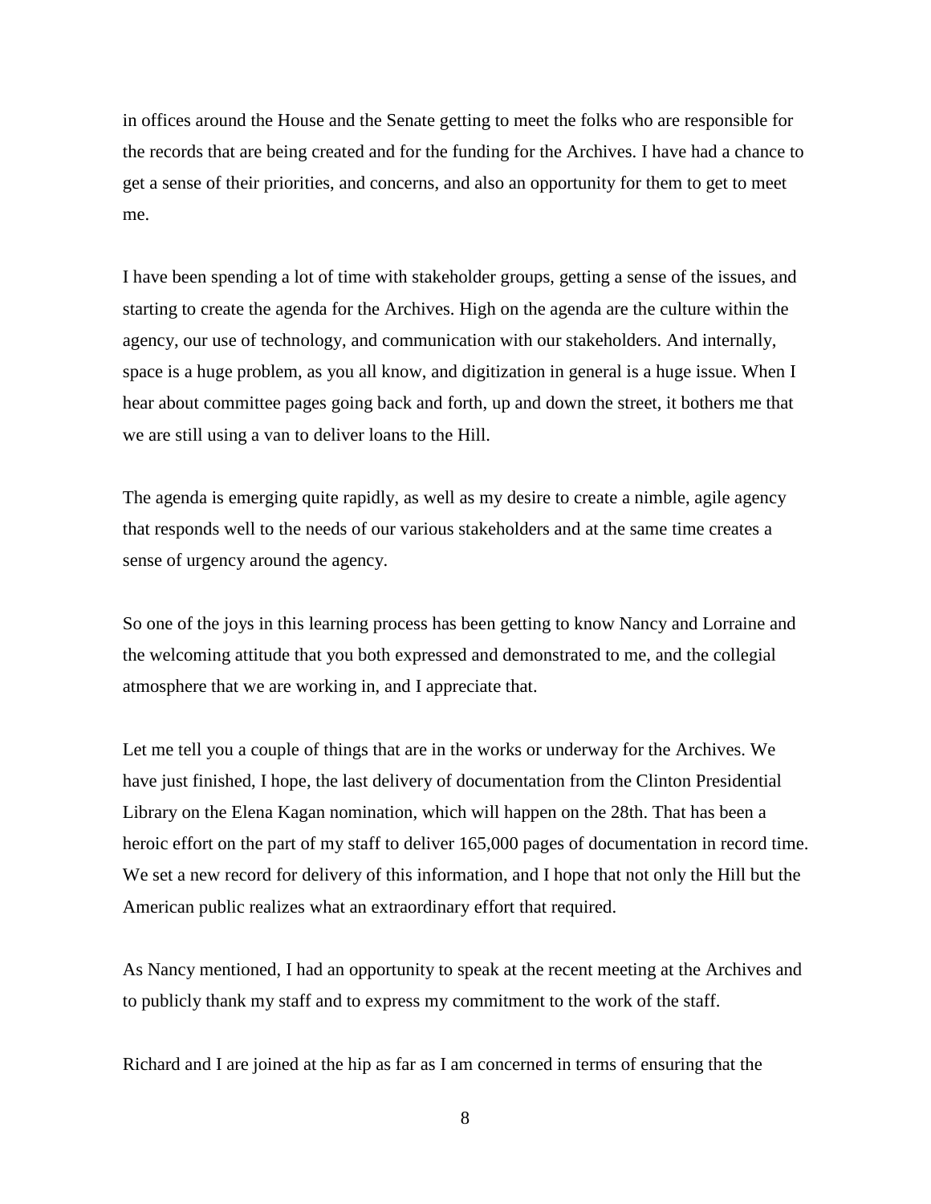in offices around the House and the Senate getting to meet the folks who are responsible for the records that are being created and for the funding for the Archives. I have had a chance to get a sense of their priorities, and concerns, and also an opportunity for them to get to meet me.

I have been spending a lot of time with stakeholder groups, getting a sense of the issues, and starting to create the agenda for the Archives. High on the agenda are the culture within the agency, our use of technology, and communication with our stakeholders. And internally, space is a huge problem, as you all know, and digitization in general is a huge issue. When I hear about committee pages going back and forth, up and down the street, it bothers me that we are still using a van to deliver loans to the Hill.

The agenda is emerging quite rapidly, as well as my desire to create a nimble, agile agency that responds well to the needs of our various stakeholders and at the same time creates a sense of urgency around the agency.

So one of the joys in this learning process has been getting to know Nancy and Lorraine and the welcoming attitude that you both expressed and demonstrated to me, and the collegial atmosphere that we are working in, and I appreciate that.

Let me tell you a couple of things that are in the works or underway for the Archives. We have just finished, I hope, the last delivery of documentation from the Clinton Presidential Library on the Elena Kagan nomination, which will happen on the 28th. That has been a heroic effort on the part of my staff to deliver 165,000 pages of documentation in record time. We set a new record for delivery of this information, and I hope that not only the Hill but the American public realizes what an extraordinary effort that required.

As Nancy mentioned, I had an opportunity to speak at the recent meeting at the Archives and to publicly thank my staff and to express my commitment to the work of the staff.

Richard and I are joined at the hip as far as I am concerned in terms of ensuring that the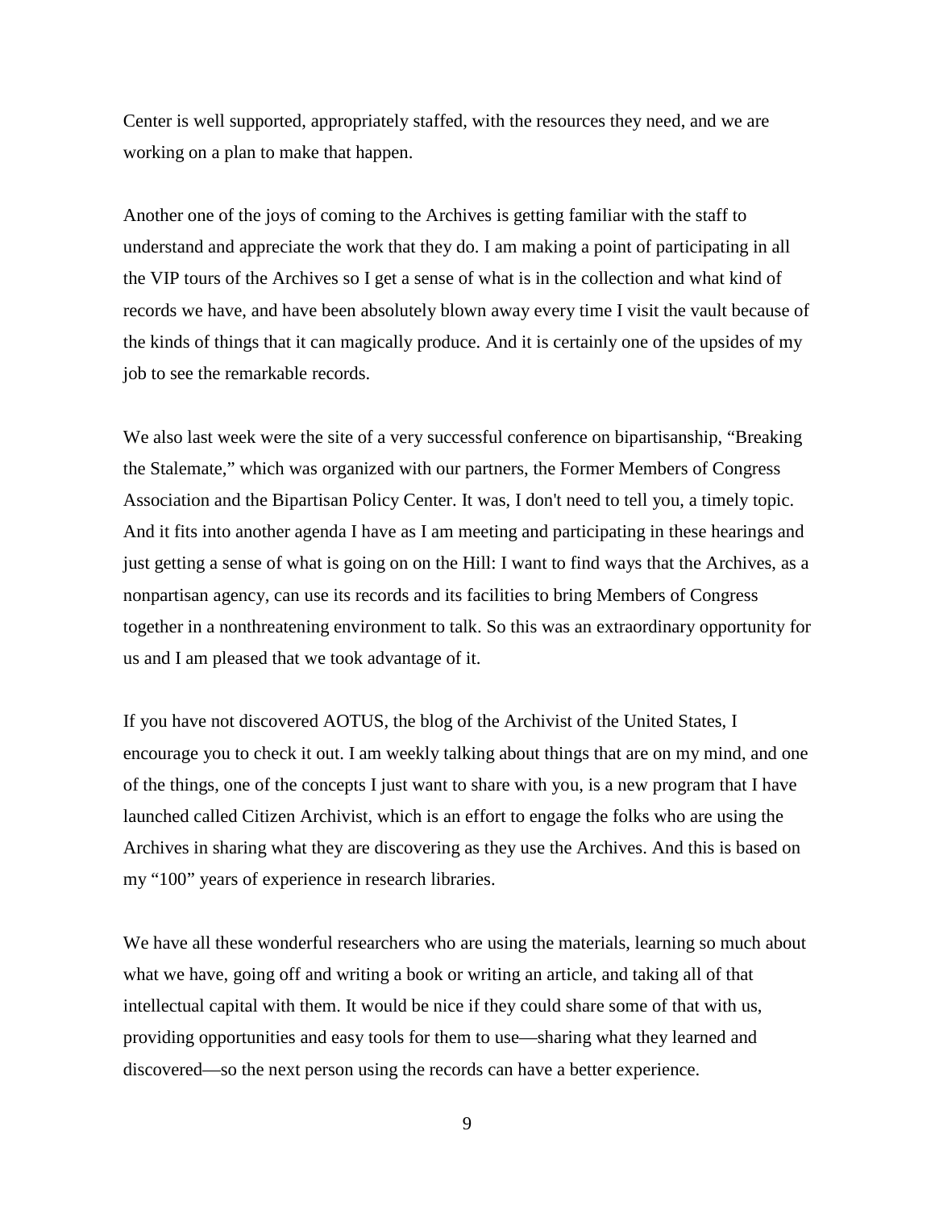Center is well supported, appropriately staffed, with the resources they need, and we are working on a plan to make that happen.

Another one of the joys of coming to the Archives is getting familiar with the staff to understand and appreciate the work that they do. I am making a point of participating in all the VIP tours of the Archives so I get a sense of what is in the collection and what kind of records we have, and have been absolutely blown away every time I visit the vault because of the kinds of things that it can magically produce. And it is certainly one of the upsides of my job to see the remarkable records.

We also last week were the site of a very successful conference on bipartisanship, "Breaking the Stalemate," which was organized with our partners, the Former Members of Congress Association and the Bipartisan Policy Center. It was, I don't need to tell you, a timely topic. And it fits into another agenda I have as I am meeting and participating in these hearings and just getting a sense of what is going on on the Hill: I want to find ways that the Archives, as a nonpartisan agency, can use its records and its facilities to bring Members of Congress together in a nonthreatening environment to talk. So this was an extraordinary opportunity for us and I am pleased that we took advantage of it.

If you have not discovered AOTUS, the blog of the Archivist of the United States, I encourage you to check it out. I am weekly talking about things that are on my mind, and one of the things, one of the concepts I just want to share with you, is a new program that I have launched called Citizen Archivist, which is an effort to engage the folks who are using the Archives in sharing what they are discovering as they use the Archives. And this is based on my "100" years of experience in research libraries.

We have all these wonderful researchers who are using the materials, learning so much about what we have, going off and writing a book or writing an article, and taking all of that intellectual capital with them. It would be nice if they could share some of that with us, providing opportunities and easy tools for them to use—sharing what they learned and discovered—so the next person using the records can have a better experience.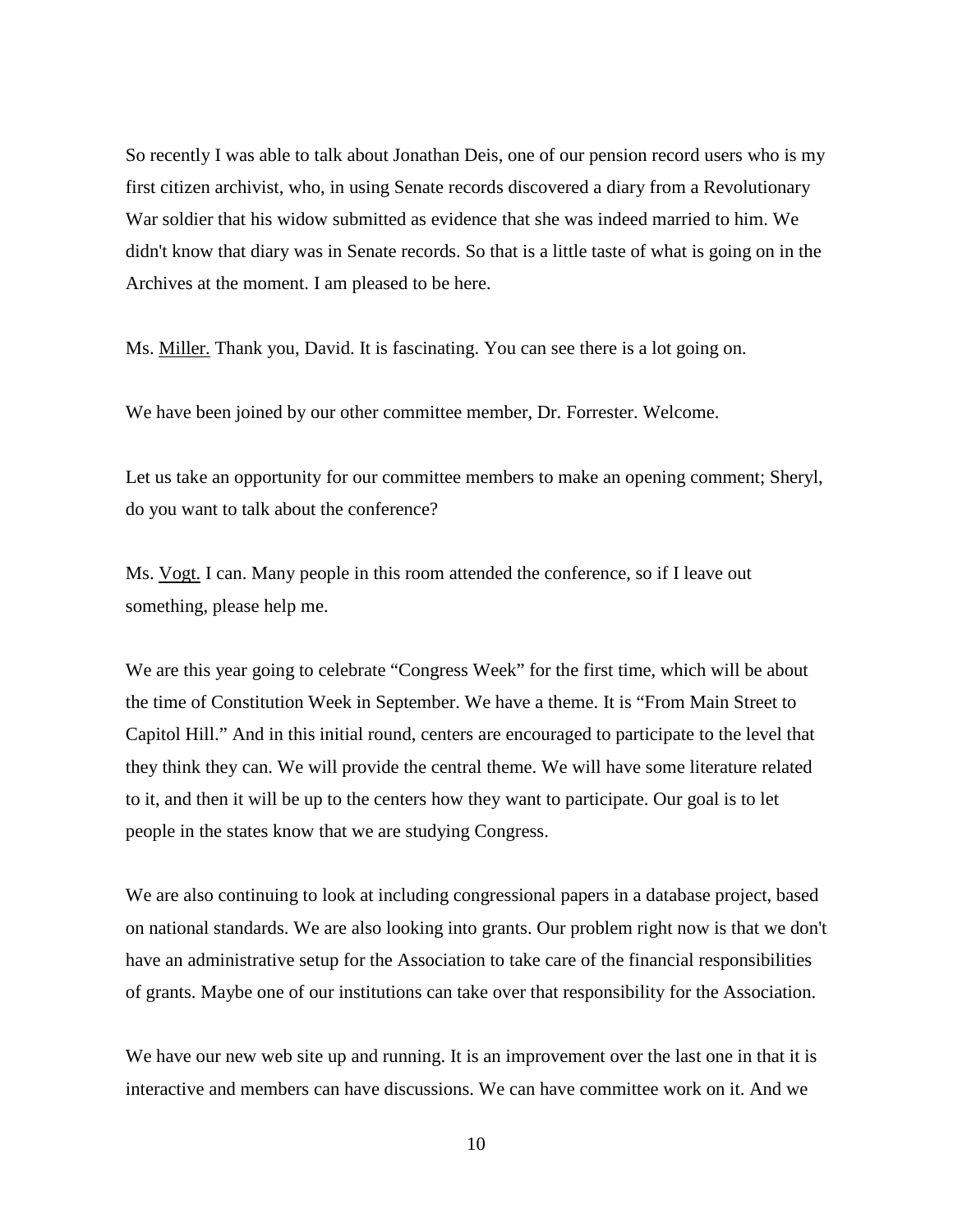So recently I was able to talk about Jonathan Deis, one of our pension record users who is my first citizen archivist, who, in using Senate records discovered a diary from a Revolutionary War soldier that his widow submitted as evidence that she was indeed married to him. We didn't know that diary was in Senate records. So that is a little taste of what is going on in the Archives at the moment. I am pleased to be here.

Ms. Miller. Thank you, David. It is fascinating. You can see there is a lot going on.

We have been joined by our other committee member, Dr. Forrester. Welcome.

Let us take an opportunity for our committee members to make an opening comment; Sheryl, do you want to talk about the conference?

Ms. Vogt. I can. Many people in this room attended the conference, so if I leave out something, please help me.

We are this year going to celebrate "Congress Week" for the first time, which will be about the time of Constitution Week in September. We have a theme. It is "From Main Street to Capitol Hill." And in this initial round, centers are encouraged to participate to the level that they think they can. We will provide the central theme. We will have some literature related to it, and then it will be up to the centers how they want to participate. Our goal is to let people in the states know that we are studying Congress.

We are also continuing to look at including congressional papers in a database project, based on national standards. We are also looking into grants. Our problem right now is that we don't have an administrative setup for the Association to take care of the financial responsibilities of grants. Maybe one of our institutions can take over that responsibility for the Association.

We have our new web site up and running. It is an improvement over the last one in that it is interactive and members can have discussions. We can have committee work on it. And we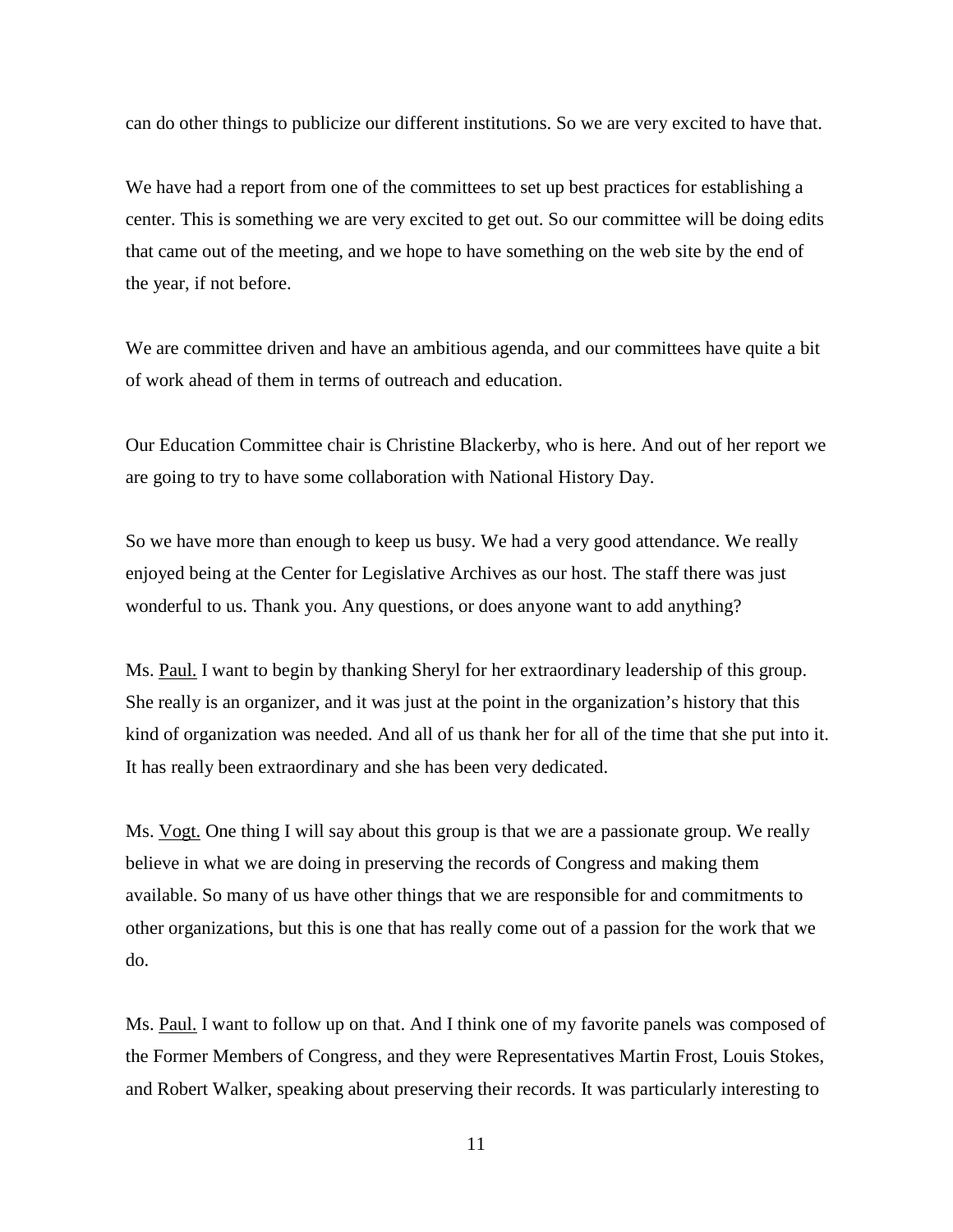can do other things to publicize our different institutions. So we are very excited to have that.

We have had a report from one of the committees to set up best practices for establishing a center. This is something we are very excited to get out. So our committee will be doing edits that came out of the meeting, and we hope to have something on the web site by the end of the year, if not before.

We are committee driven and have an ambitious agenda, and our committees have quite a bit of work ahead of them in terms of outreach and education.

Our Education Committee chair is Christine Blackerby, who is here. And out of her report we are going to try to have some collaboration with National History Day.

So we have more than enough to keep us busy. We had a very good attendance. We really enjoyed being at the Center for Legislative Archives as our host. The staff there was just wonderful to us. Thank you. Any questions, or does anyone want to add anything?

Ms. Paul. I want to begin by thanking Sheryl for her extraordinary leadership of this group. She really is an organizer, and it was just at the point in the organization's history that this kind of organization was needed. And all of us thank her for all of the time that she put into it. It has really been extraordinary and she has been very dedicated.

Ms. Vogt. One thing I will say about this group is that we are a passionate group. We really believe in what we are doing in preserving the records of Congress and making them available. So many of us have other things that we are responsible for and commitments to other organizations, but this is one that has really come out of a passion for the work that we do.

Ms. Paul. I want to follow up on that. And I think one of my favorite panels was composed of the Former Members of Congress, and they were Representatives Martin Frost, Louis Stokes, and Robert Walker, speaking about preserving their records. It was particularly interesting to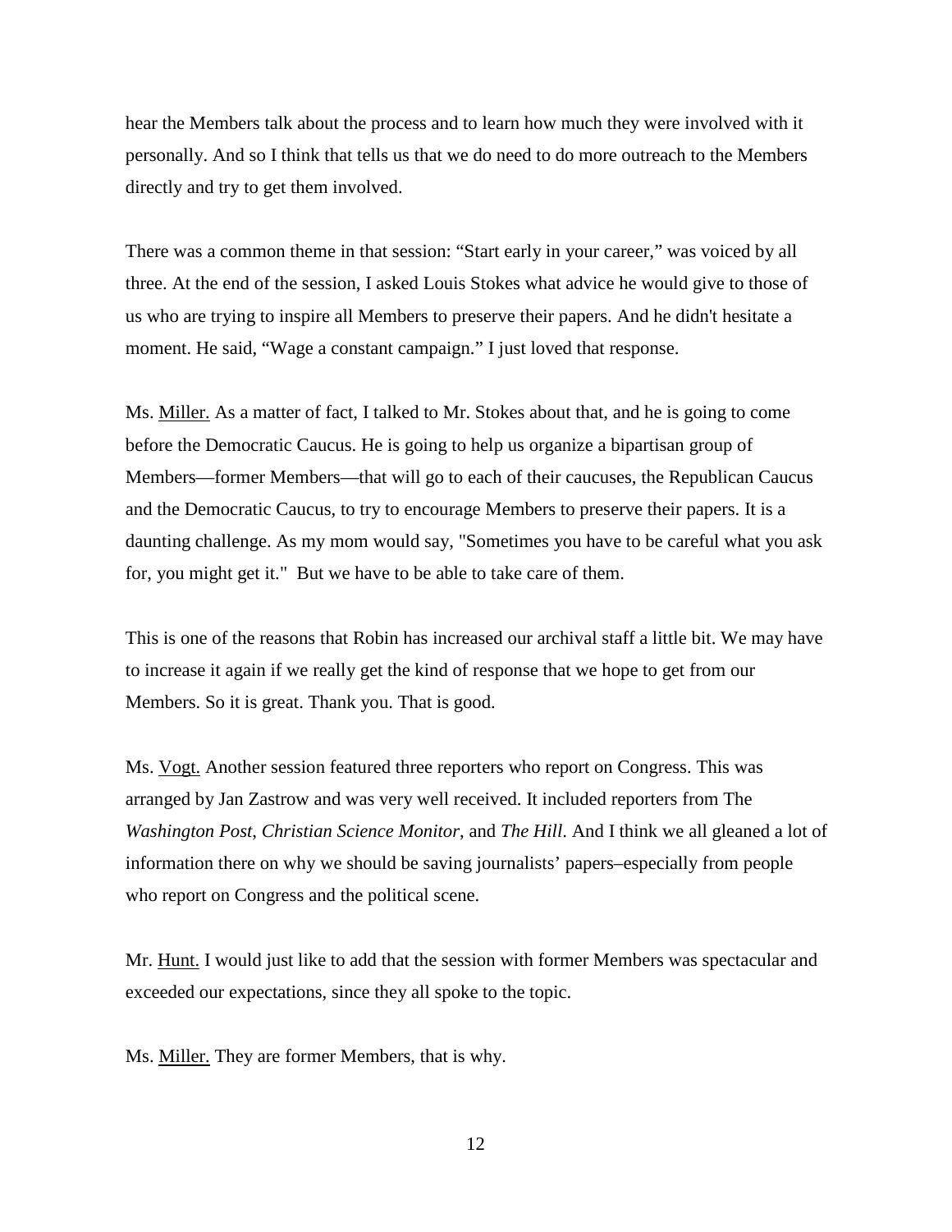hear the Members talk about the process and to learn how much they were involved with it personally. And so I think that tells us that we do need to do more outreach to the Members directly and try to get them involved.

There was a common theme in that session: “Start early in your career,” was voiced by all three. At the end of the session, I asked Louis Stokes what advice he would give to those of us who are trying to inspire all Members to preserve their papers. And he didn't hesitate a moment. He said, “Wage a constant campaign.” I just loved that response.

Ms. Miller. As a matter of fact, I talked to Mr. Stokes about that, and he is going to come before the Democratic Caucus. He is going to help us organize a bipartisan group of Members—former Members—that will go to each of their caucuses, the Republican Caucus and the Democratic Caucus, to try to encourage Members to preserve their papers. It is a daunting challenge. As my mom would say, "Sometimes you have to be careful what you ask for, you might get it." But we have to be able to take care of them.

This is one of the reasons that Robin has increased our archival staff a little bit. We may have to increase it again if we really get the kind of response that we hope to get from our Members. So it is great. Thank you. That is good.

Ms. Vogt. Another session featured three reporters who report on Congress. This was arranged by Jan Zastrow and was very well received. It included reporters from The *Washington Post*, *Christian Science Monitor*, and *The Hill*. And I think we all gleaned a lot of information there on why we should be saving journalists' papers–especially from people who report on Congress and the political scene.

Mr. Hunt. I would just like to add that the session with former Members was spectacular and exceeded our expectations, since they all spoke to the topic.

Ms. Miller. They are former Members, that is why.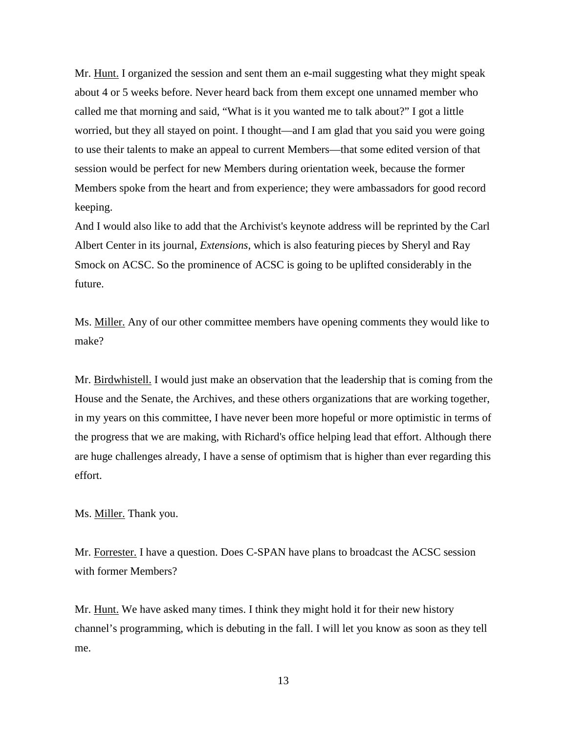Mr. Hunt. I organized the session and sent them an e-mail suggesting what they might speak about 4 or 5 weeks before. Never heard back from them except one unnamed member who called me that morning and said, "What is it you wanted me to talk about?" I got a little worried, but they all stayed on point. I thought—and I am glad that you said you were going to use their talents to make an appeal to current Members—that some edited version of that session would be perfect for new Members during orientation week, because the former Members spoke from the heart and from experience; they were ambassadors for good record keeping.

And I would also like to add that the Archivist's keynote address will be reprinted by the Carl Albert Center in its journal, *Extensions*, which is also featuring pieces by Sheryl and Ray Smock on ACSC. So the prominence of ACSC is going to be uplifted considerably in the future.

Ms. Miller. Any of our other committee members have opening comments they would like to make?

Mr. Birdwhistell. I would just make an observation that the leadership that is coming from the House and the Senate, the Archives, and these others organizations that are working together, in my years on this committee, I have never been more hopeful or more optimistic in terms of the progress that we are making, with Richard's office helping lead that effort. Although there are huge challenges already, I have a sense of optimism that is higher than ever regarding this effort.

Ms. Miller. Thank you.

Mr. Forrester. I have a question. Does C-SPAN have plans to broadcast the ACSC session with former Members?

Mr. Hunt. We have asked many times. I think they might hold it for their new history channel's programming, which is debuting in the fall. I will let you know as soon as they tell me.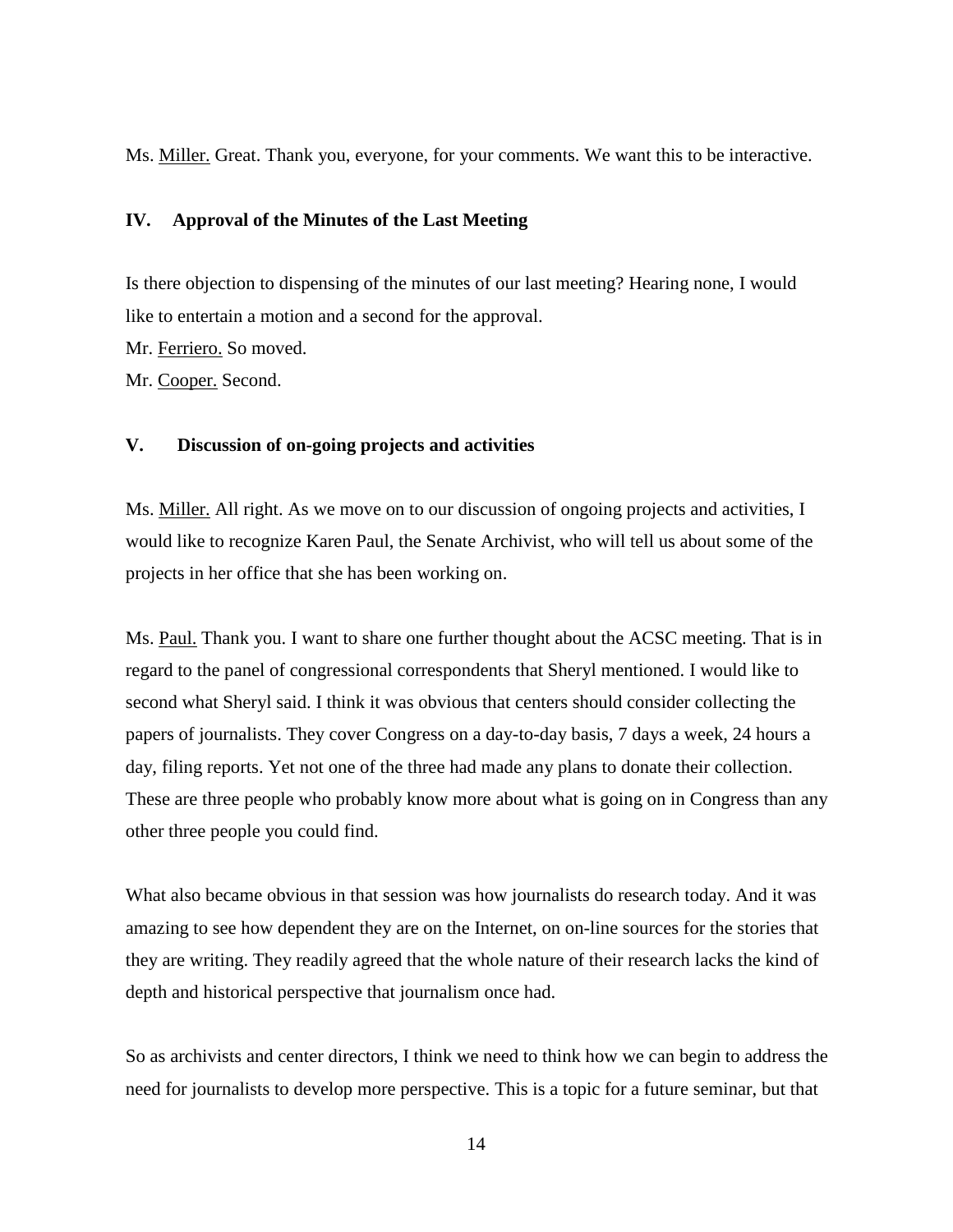Ms. Miller. Great. Thank you, everyone, for your comments. We want this to be interactive.

## IV. Approval of the Minutes of the Last Meeting

Is there objection to dispensing of the minutes of our last meeting? Hearing none, I would like to entertain a motion and a second for the approval.

Mr. Ferriero. So moved.

Mr. Cooper. Second.

## V. Discussion of on-going projects and activities

Ms. Miller. All right. As we move on to our discussion of ongoing projects and activities, I would like to recognize Karen Paul, the Senate Archivist, who will tell us about some of the projects in her office that she has been working on.

Ms. Paul. Thank you. I want to share one further thought about the ACSC meeting. That is in regard to the panel of congressional correspondents that Sheryl mentioned. I would like to second what Sheryl said. I think it was obvious that centers should consider collecting the papers of journalists. They cover Congress on a day-to-day basis, 7 days a week, 24 hours a day, filing reports. Yet not one of the three had made any plans to donate their collection. These are three people who probably know more about what is going on in Congress than any other three people you could find.

What also became obvious in that session was how journalists do research today. And it was amazing to see how dependent they are on the Internet, on on-line sources for the stories that they are writing. They readily agreed that the whole nature of their research lacks the kind of depth and historical perspective that journalism once had.

So as archivists and center directors, I think we need to think how we can begin to address the need for journalists to develop more perspective. This is a topic for a future seminar, but that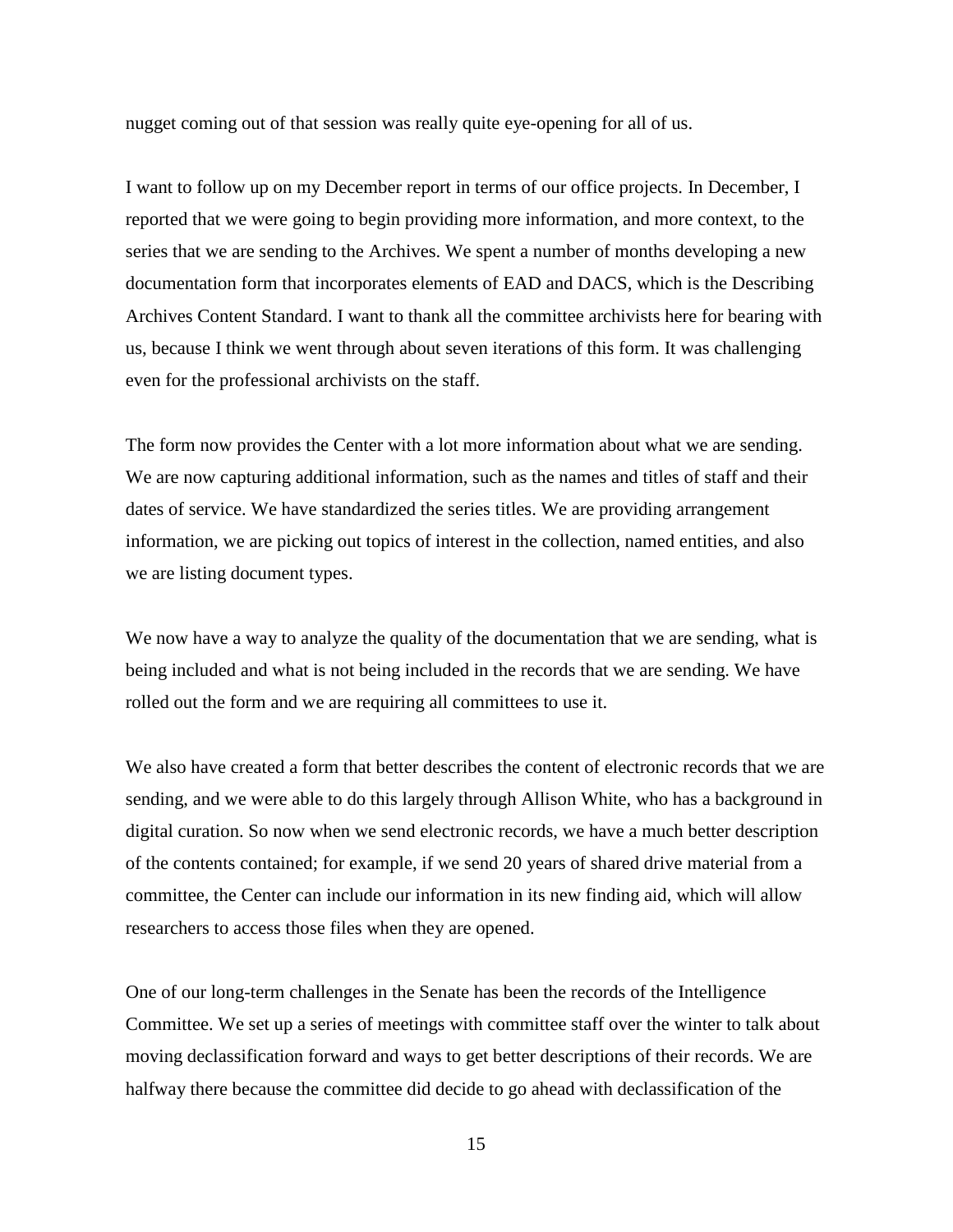nugget coming out of that session was really quite eye-opening for all of us.

I want to follow up on my December report in terms of our office projects. In December, I reported that we were going to begin providing more information, and more context, to the series that we are sending to the Archives. We spent a number of months developing a new documentation form that incorporates elements of EAD and DACS, which is the Describing Archives Content Standard. I want to thank all the committee archivists here for bearing with us, because I think we went through about seven iterations of this form. It was challenging even for the professional archivists on the staff.

The form now provides the Center with a lot more information about what we are sending. We are now capturing additional information, such as the names and titles of staff and their dates of service. We have standardized the series titles. We are providing arrangement information, we are picking out topics of interest in the collection, named entities, and also we are listing document types.

We now have a way to analyze the quality of the documentation that we are sending, what is being included and what is not being included in the records that we are sending. We have rolled out the form and we are requiring all committees to use it.

We also have created a form that better describes the content of electronic records that we are sending, and we were able to do this largely through Allison White, who has a background in digital curation. So now when we send electronic records, we have a much better description of the contents contained; for example, if we send 20 years of shared drive material from a committee, the Center can include our information in its new finding aid, which will allow researchers to access those files when they are opened.

One of our long-term challenges in the Senate has been the records of the Intelligence Committee. We set up a series of meetings with committee staff over the winter to talk about moving declassification forward and ways to get better descriptions of their records. We are halfway there because the committee did decide to go ahead with declassification of the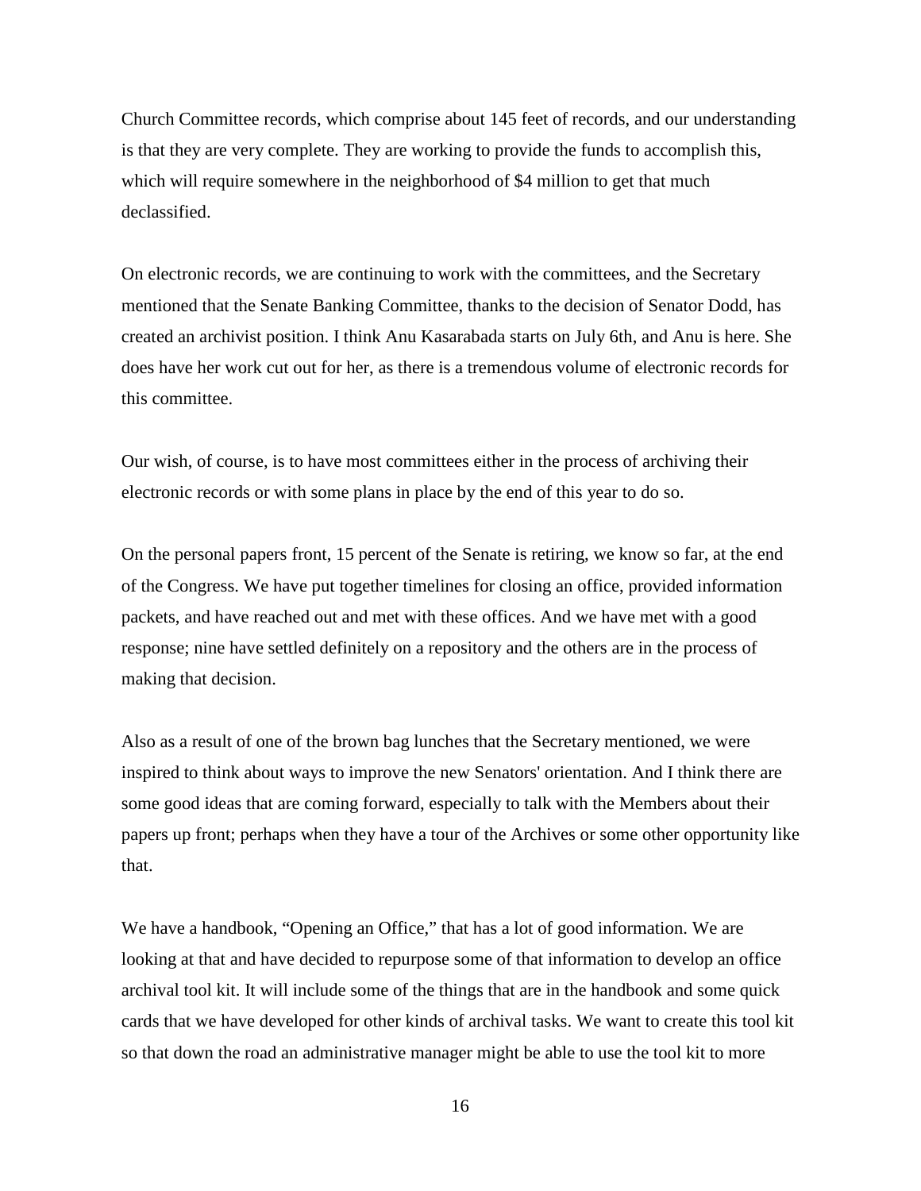Church Committee records, which comprise about 145 feet of records, and our understanding is that they are very complete. They are working to provide the funds to accomplish this, which will require somewhere in the neighborhood of $4 million to get that much declassified.

On electronic records, we are continuing to work with the committees, and the Secretary mentioned that the Senate Banking Committee, thanks to the decision of Senator Dodd, has created an archivist position. I think Anu Kasarabada starts on July 6th, and Anu is here. She does have her work cut out for her, as there is a tremendous volume of electronic records for this committee.

Our wish, of course, is to have most committees either in the process of archiving their electronic records or with some plans in place by the end of this year to do so.

On the personal papers front, 15 percent of the Senate is retiring, we know so far, at the end of the Congress. We have put together timelines for closing an office, provided information packets, and have reached out and met with these offices. And we have met with a good response; nine have settled definitely on a repository and the others are in the process of making that decision.

Also as a result of one of the brown bag lunches that the Secretary mentioned, we were inspired to think about ways to improve the new Senators' orientation. And I think there are some good ideas that are coming forward, especially to talk with the Members about their papers up front; perhaps when they have a tour of the Archives or some other opportunity like that.

We have a handbook, "Opening an Office," that has a lot of good information. We are looking at that and have decided to repurpose some of that information to develop an office archival tool kit. It will include some of the things that are in the handbook and some quick cards that we have developed for other kinds of archival tasks. We want to create this tool kit so that down the road an administrative manager might be able to use the tool kit to more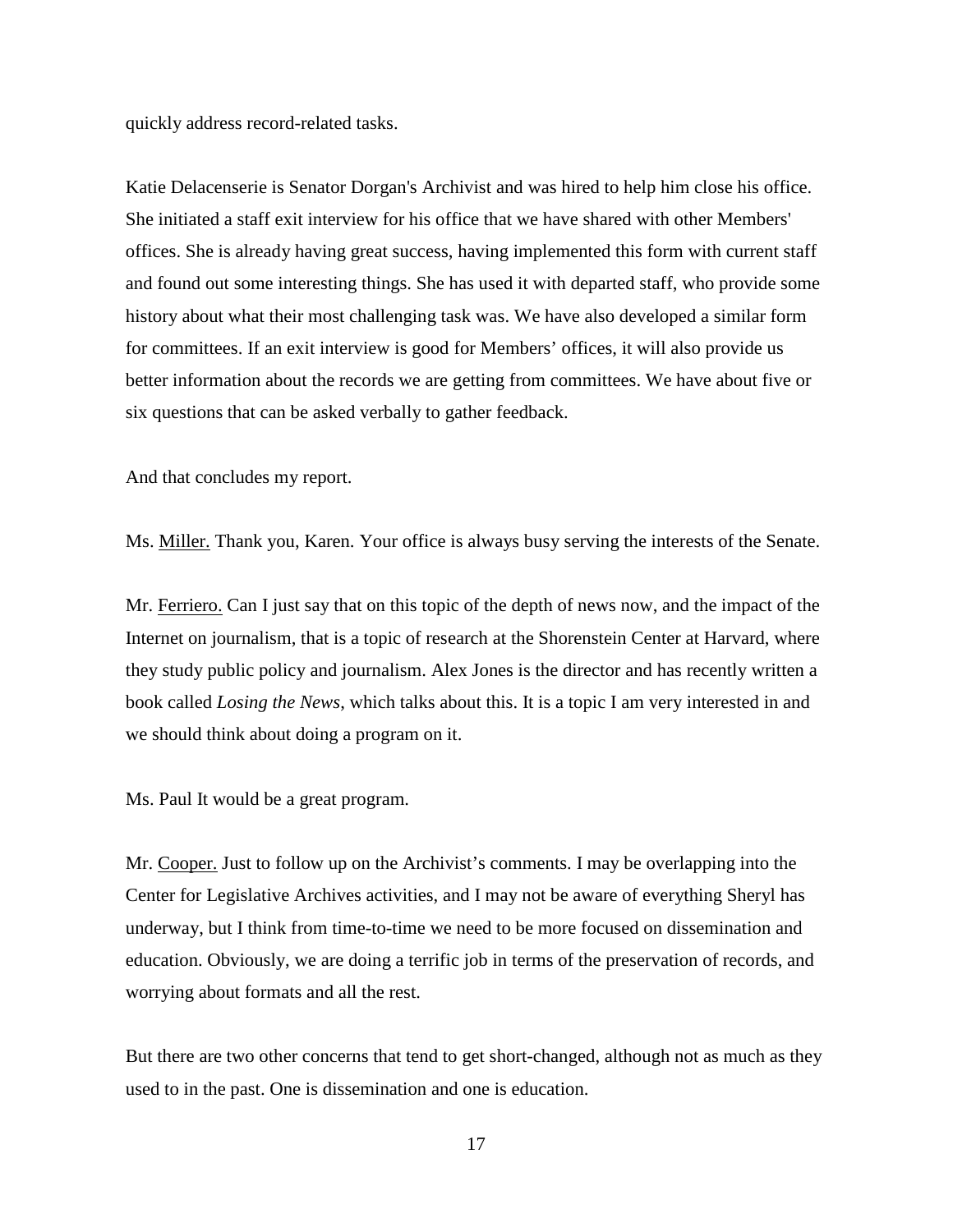quickly address record-related tasks.

Katie Delacenserie is Senator Dorgan's Archivist and was hired to help him close his office. She initiated a staff exit interview for his office that we have shared with other Members' offices. She is already having great success, having implemented this form with current staff and found out some interesting things. She has used it with departed staff, who provide some history about what their most challenging task was. We have also developed a similar form for committees. If an exit interview is good for Members' offices, it will also provide us better information about the records we are getting from committees. We have about five or six questions that can be asked verbally to gather feedback.

And that concludes my report.

Ms. Miller. Thank you, Karen. Your office is always busy serving the interests of the Senate.

Mr. Ferriero. Can I just say that on this topic of the depth of news now, and the impact of the Internet on journalism, that is a topic of research at the Shorenstein Center at Harvard, where they study public policy and journalism. Alex Jones is the director and has recently written a book called *Losing the News*, which talks about this. It is a topic I am very interested in and we should think about doing a program on it.

Ms. Paul It would be a great program.

Mr. Cooper. Just to follow up on the Archivist's comments. I may be overlapping into the Center for Legislative Archives activities, and I may not be aware of everything Sheryl has underway, but I think from time-to-time we need to be more focused on dissemination and education. Obviously, we are doing a terrific job in terms of the preservation of records, and worrying about formats and all the rest.

But there are two other concerns that tend to get short-changed, although not as much as they used to in the past. One is dissemination and one is education.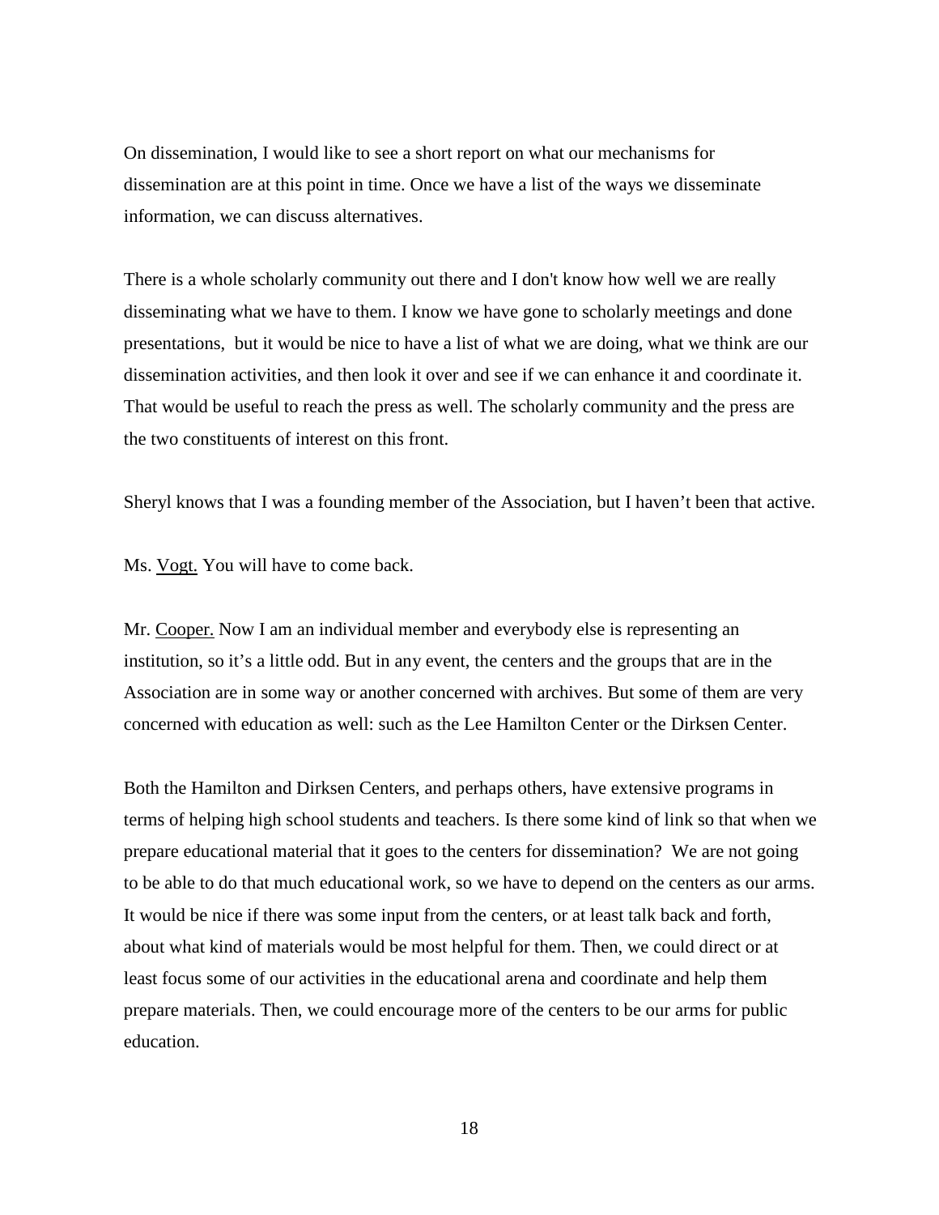On dissemination, I would like to see a short report on what our mechanisms for dissemination are at this point in time. Once we have a list of the ways we disseminate information, we can discuss alternatives.

There is a whole scholarly community out there and I don't know how well we are really disseminating what we have to them. I know we have gone to scholarly meetings and done presentations, but it would be nice to have a list of what we are doing, what we think are our dissemination activities, and then look it over and see if we can enhance it and coordinate it. That would be useful to reach the press as well. The scholarly community and the press are the two constituents of interest on this front.

Sheryl knows that I was a founding member of the Association, but I haven't been that active.

Ms. Vogt. You will have to come back.

Mr. Cooper. Now I am an individual member and everybody else is representing an institution, so it's a little odd. But in any event, the centers and the groups that are in the Association are in some way or another concerned with archives. But some of them are very concerned with education as well: such as the Lee Hamilton Center or the Dirksen Center.

Both the Hamilton and Dirksen Centers, and perhaps others, have extensive programs in terms of helping high school students and teachers. Is there some kind of link so that when we prepare educational material that it goes to the centers for dissemination? We are not going to be able to do that much educational work, so we have to depend on the centers as our arms. It would be nice if there was some input from the centers, or at least talk back and forth, about what kind of materials would be most helpful for them. Then, we could direct or at least focus some of our activities in the educational arena and coordinate and help them prepare materials. Then, we could encourage more of the centers to be our arms for public education.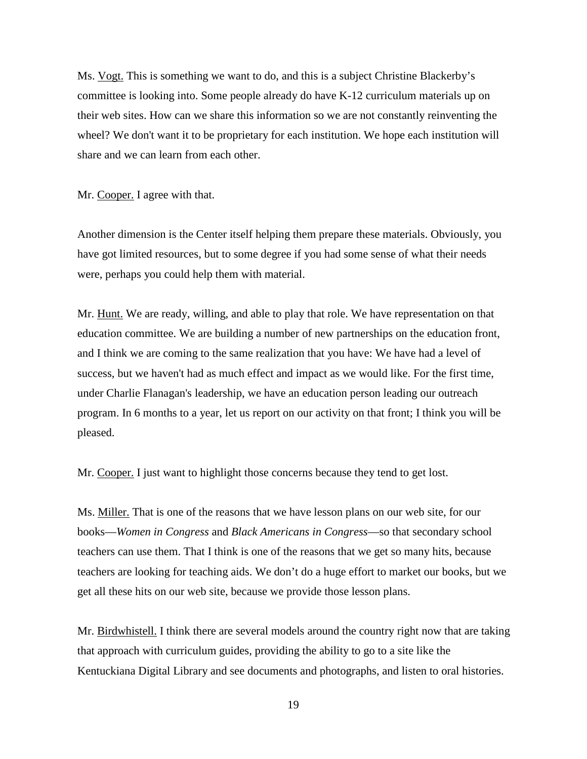Ms. Vogt. This is something we want to do, and this is a subject Christine Blackerby's committee is looking into. Some people already do have K-12 curriculum materials up on their web sites. How can we share this information so we are not constantly reinventing the wheel? We don't want it to be proprietary for each institution. We hope each institution will share and we can learn from each other.

Mr. Cooper. I agree with that.

Another dimension is the Center itself helping them prepare these materials. Obviously, you have got limited resources, but to some degree if you had some sense of what their needs were, perhaps you could help them with material.

Mr. Hunt. We are ready, willing, and able to play that role. We have representation on that education committee. We are building a number of new partnerships on the education front, and I think we are coming to the same realization that you have: We have had a level of success, but we haven't had as much effect and impact as we would like. For the first time, under Charlie Flanagan's leadership, we have an education person leading our outreach program. In 6 months to a year, let us report on our activity on that front; I think you will be pleased.

Mr. Cooper. I just want to highlight those concerns because they tend to get lost.

Ms. Miller. That is one of the reasons that we have lesson plans on our web site, for our books—*Women in Congress* and *Black Americans in Congress*—so that secondary school teachers can use them. That I think is one of the reasons that we get so many hits, because teachers are looking for teaching aids. We don't do a huge effort to market our books, but we get all these hits on our web site, because we provide those lesson plans.

Mr. Birdwhistell. I think there are several models around the country right now that are taking that approach with curriculum guides, providing the ability to go to a site like the Kentuckiana Digital Library and see documents and photographs, and listen to oral histories.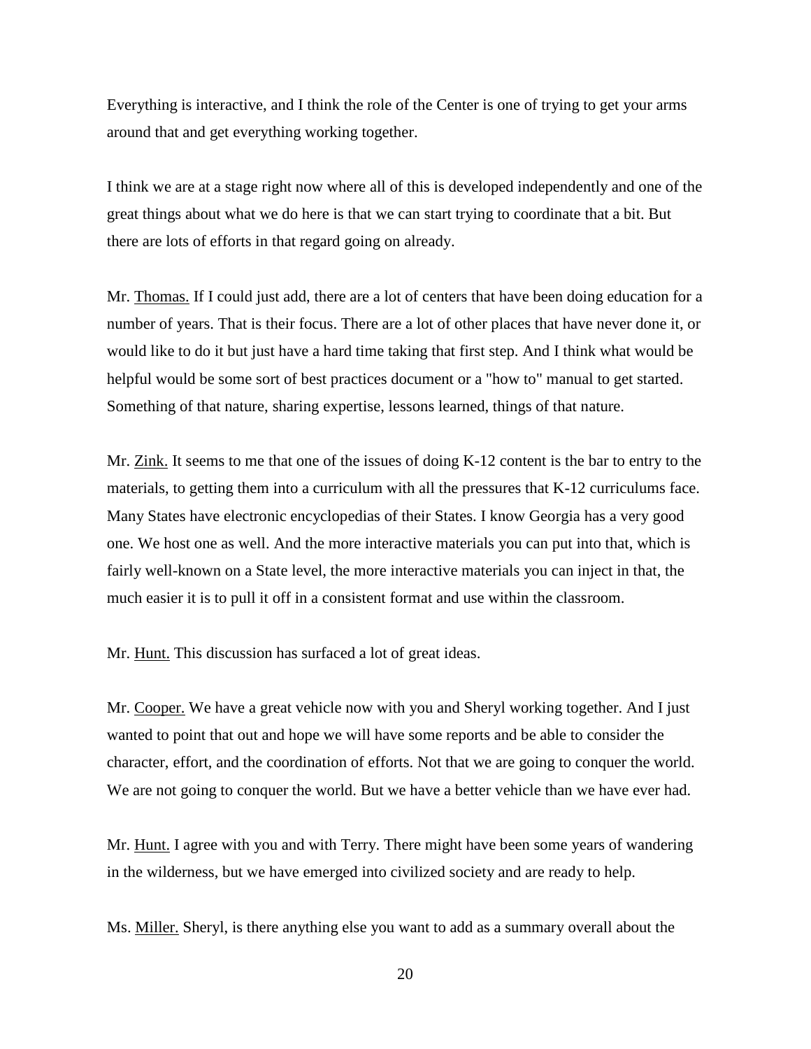Everything is interactive, and I think the role of the Center is one of trying to get your arms around that and get everything working together.

I think we are at a stage right now where all of this is developed independently and one of the great things about what we do here is that we can start trying to coordinate that a bit. But there are lots of efforts in that regard going on already.

Mr. Thomas. If I could just add, there are a lot of centers that have been doing education for a number of years. That is their focus. There are a lot of other places that have never done it, or would like to do it but just have a hard time taking that first step. And I think what would be helpful would be some sort of best practices document or a "how to" manual to get started. Something of that nature, sharing expertise, lessons learned, things of that nature.

Mr. Zink. It seems to me that one of the issues of doing K-12 content is the bar to entry to the materials, to getting them into a curriculum with all the pressures that K-12 curriculums face. Many States have electronic encyclopedias of their States. I know Georgia has a very good one. We host one as well. And the more interactive materials you can put into that, which is fairly well-known on a State level, the more interactive materials you can inject in that, the much easier it is to pull it off in a consistent format and use within the classroom.

Mr. Hunt. This discussion has surfaced a lot of great ideas.

Mr. Cooper. We have a great vehicle now with you and Sheryl working together. And I just wanted to point that out and hope we will have some reports and be able to consider the character, effort, and the coordination of efforts. Not that we are going to conquer the world. We are not going to conquer the world. But we have a better vehicle than we have ever had.

Mr. Hunt. I agree with you and with Terry. There might have been some years of wandering in the wilderness, but we have emerged into civilized society and are ready to help.

Ms. Miller. Sheryl, is there anything else you want to add as a summary overall about the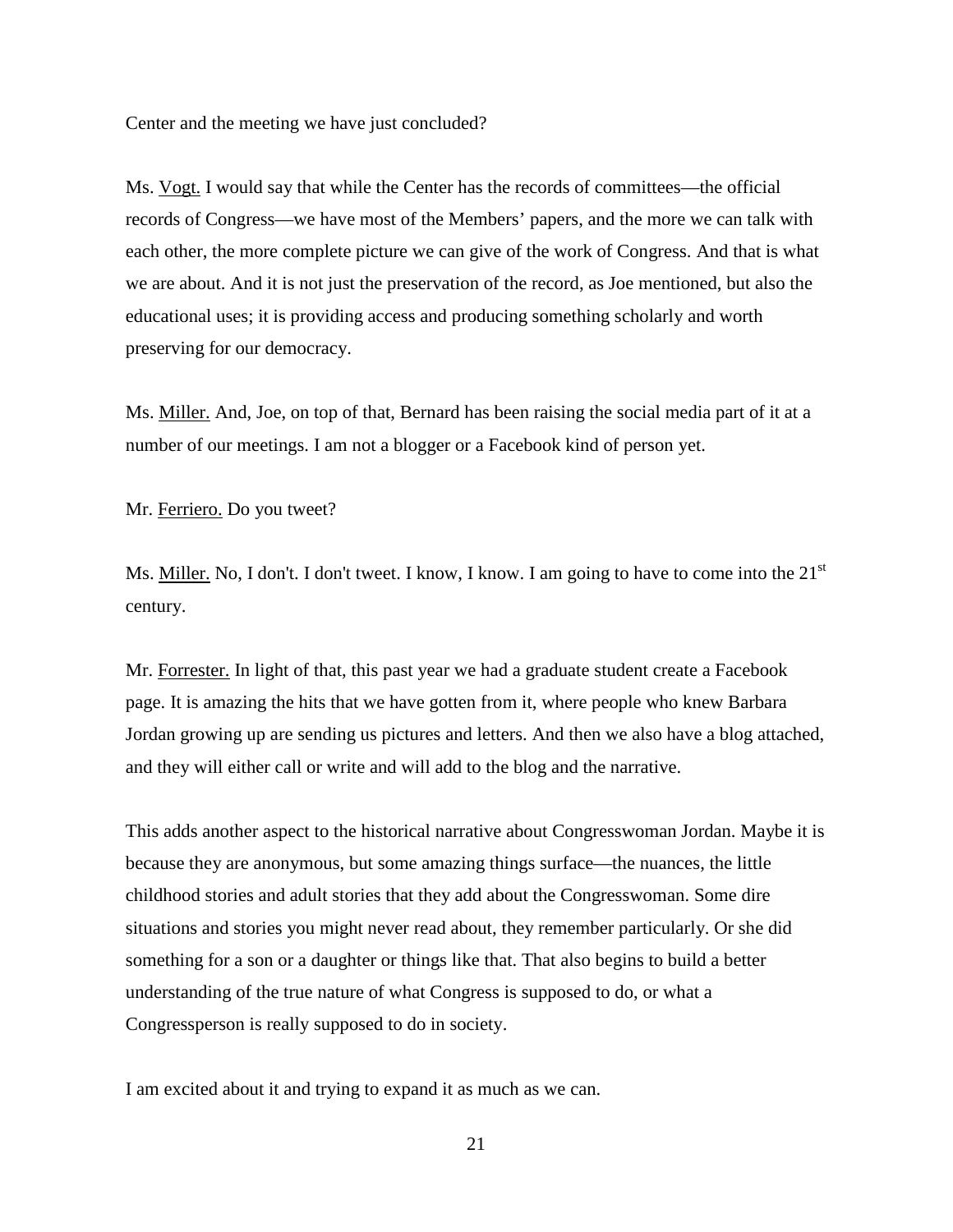Center and the meeting we have just concluded?

Ms. Vogt. I would say that while the Center has the records of committees—the official records of Congress—we have most of the Members' papers, and the more we can talk with each other, the more complete picture we can give of the work of Congress. And that is what we are about. And it is not just the preservation of the record, as Joe mentioned, but also the educational uses; it is providing access and producing something scholarly and worth preserving for our democracy.

Ms. Miller. And, Joe, on top of that, Bernard has been raising the social media part of it at a number of our meetings. I am not a blogger or a Facebook kind of person yet.

Mr. Ferriero. Do you tweet?

Ms. Miller. No, I don't. I don't tweet. I know, I know. I am going to have to come into the 21st century.

Mr. Forrester. In light of that, this past year we had a graduate student create a Facebook page. It is amazing the hits that we have gotten from it, where people who knew Barbara Jordan growing up are sending us pictures and letters. And then we also have a blog attached, and they will either call or write and will add to the blog and the narrative.

This adds another aspect to the historical narrative about Congresswoman Jordan. Maybe it is because they are anonymous, but some amazing things surface—the nuances, the little childhood stories and adult stories that they add about the Congresswoman. Some dire situations and stories you might never read about, they remember particularly. Or she did something for a son or a daughter or things like that. That also begins to build a better understanding of the true nature of what Congress is supposed to do, or what a Congressperson is really supposed to do in society.

I am excited about it and trying to expand it as much as we can.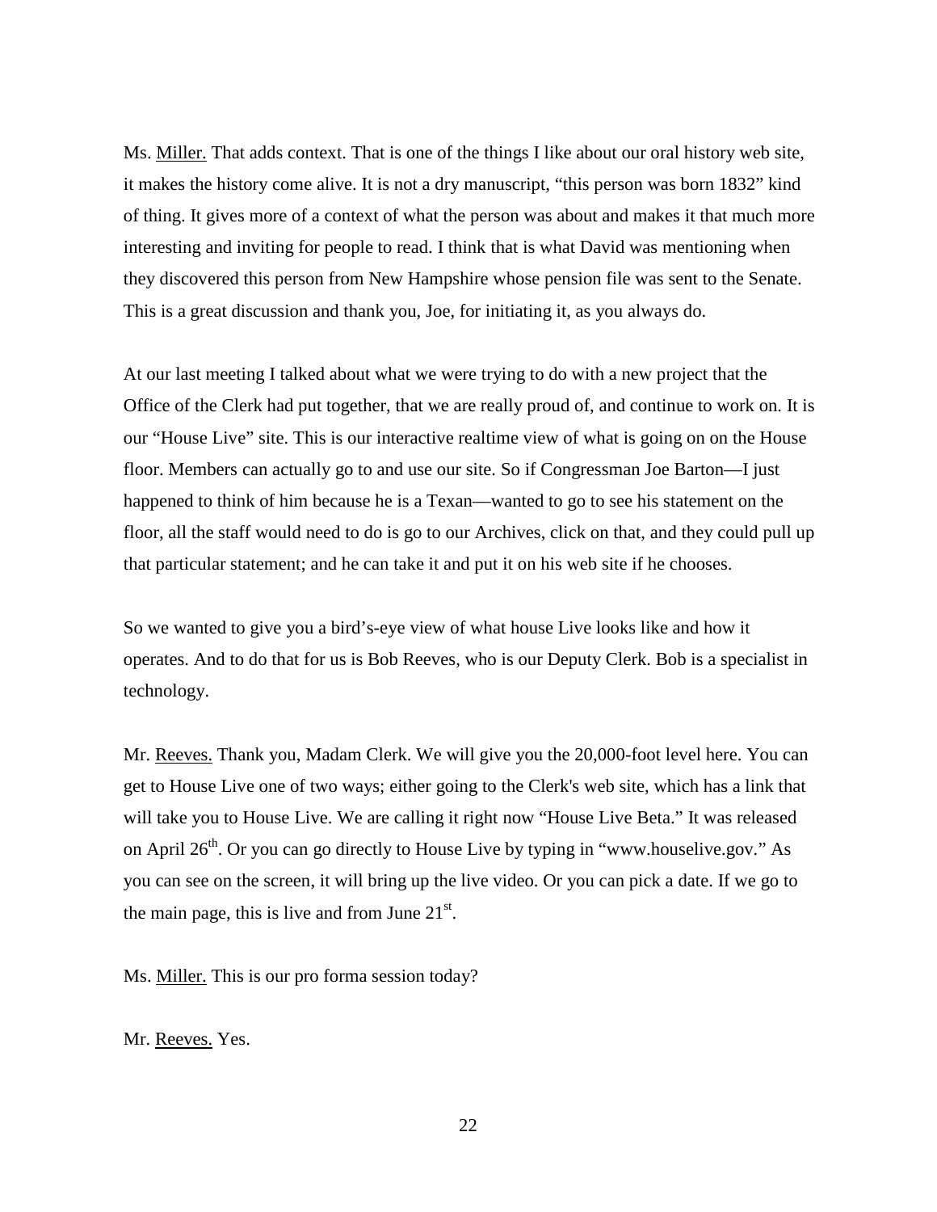Ms. Miller. That adds context. That is one of the things I like about our oral history web site, it makes the history come alive. It is not a dry manuscript, "this person was born 1832" kind of thing. It gives more of a context of what the person was about and makes it that much more interesting and inviting for people to read. I think that is what David was mentioning when they discovered this person from New Hampshire whose pension file was sent to the Senate. This is a great discussion and thank you, Joe, for initiating it, as you always do.

At our last meeting I talked about what we were trying to do with a new project that the Office of the Clerk had put together, that we are really proud of, and continue to work on. It is our "House Live" site. This is our interactive realtime view of what is going on on the House floor. Members can actually go to and use our site. So if Congressman Joe Barton—I just happened to think of him because he is a Texan—wanted to go to see his statement on the floor, all the staff would need to do is go to our Archives, click on that, and they could pull up that particular statement; and he can take it and put it on his web site if he chooses.

So we wanted to give you a bird's-eye view of what house Live looks like and how it operates. And to do that for us is Bob Reeves, who is our Deputy Clerk. Bob is a specialist in technology.

Mr. Reeves. Thank you, Madam Clerk. We will give you the 20,000-foot level here. You can get to House Live one of two ways; either going to the Clerk's web site, which has a link that will take you to House Live. We are calling it right now "House Live Beta." It was released on April 26th. Or you can go directly to House Live by typing in "www.houselive.gov." As you can see on the screen, it will bring up the live video. Or you can pick a date. If we go to the main page, this is live and from June 21st.

Ms. Miller. This is our pro forma session today?

Mr. Reeves. Yes.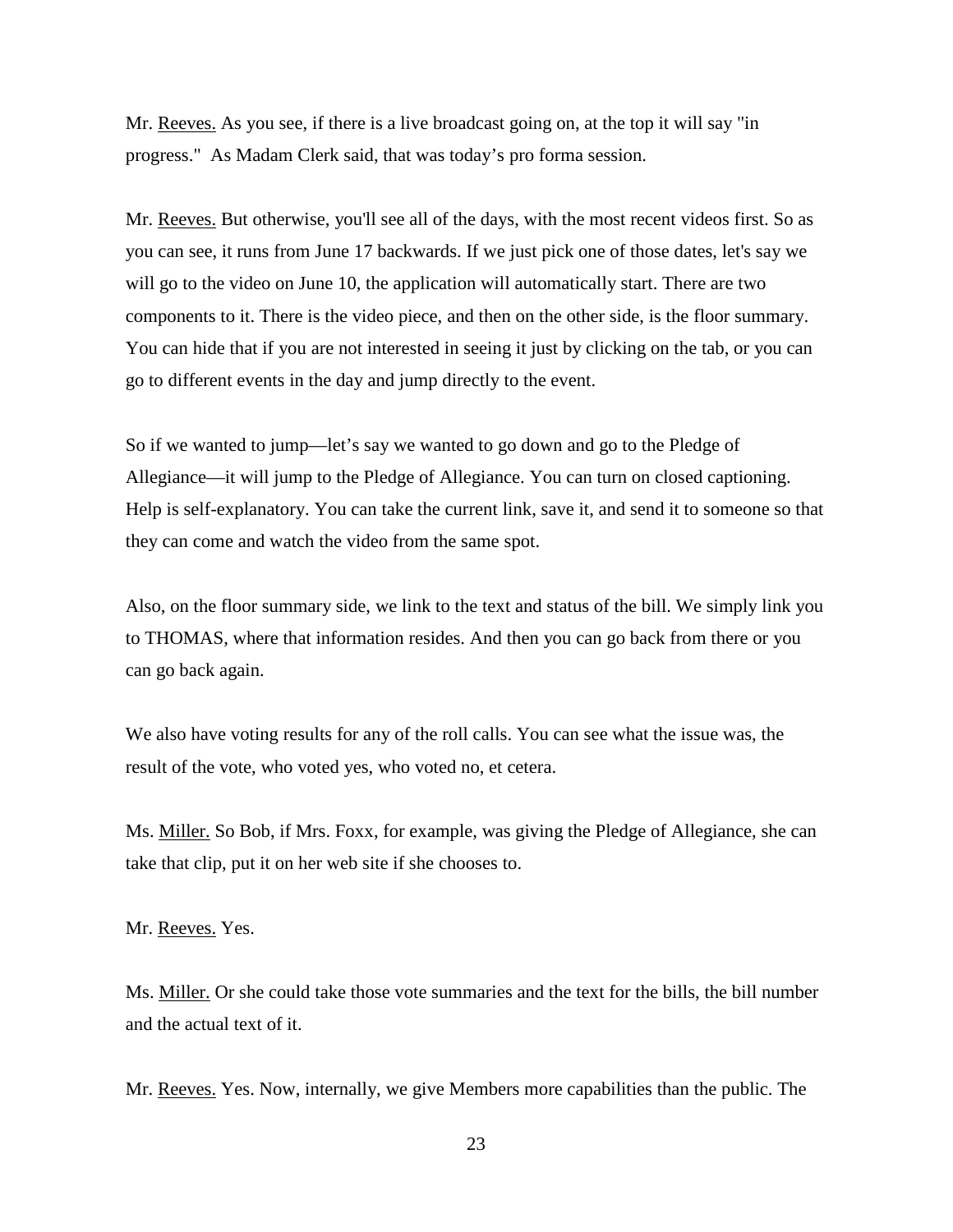Mr. Reeves. As you see, if there is a live broadcast going on, at the top it will say "in progress." As Madam Clerk said, that was today's pro forma session.

Mr. Reeves. But otherwise, you'll see all of the days, with the most recent videos first. So as you can see, it runs from June 17 backwards. If we just pick one of those dates, let's say we will go to the video on June 10, the application will automatically start. There are two components to it. There is the video piece, and then on the other side, is the floor summary. You can hide that if you are not interested in seeing it just by clicking on the tab, or you can go to different events in the day and jump directly to the event.

So if we wanted to jump—let's say we wanted to go down and go to the Pledge of Allegiance—it will jump to the Pledge of Allegiance. You can turn on closed captioning. Help is self-explanatory. You can take the current link, save it, and send it to someone so that they can come and watch the video from the same spot.

Also, on the floor summary side, we link to the text and status of the bill. We simply link you to THOMAS, where that information resides. And then you can go back from there or you can go back again.

We also have voting results for any of the roll calls. You can see what the issue was, the result of the vote, who voted yes, who voted no, et cetera.

Ms. Miller. So Bob, if Mrs. Foxx, for example, was giving the Pledge of Allegiance, she can take that clip, put it on her web site if she chooses to.

Mr. Reeves. Yes.

Ms. Miller. Or she could take those vote summaries and the text for the bills, the bill number and the actual text of it.

Mr. Reeves. Yes. Now, internally, we give Members more capabilities than the public. The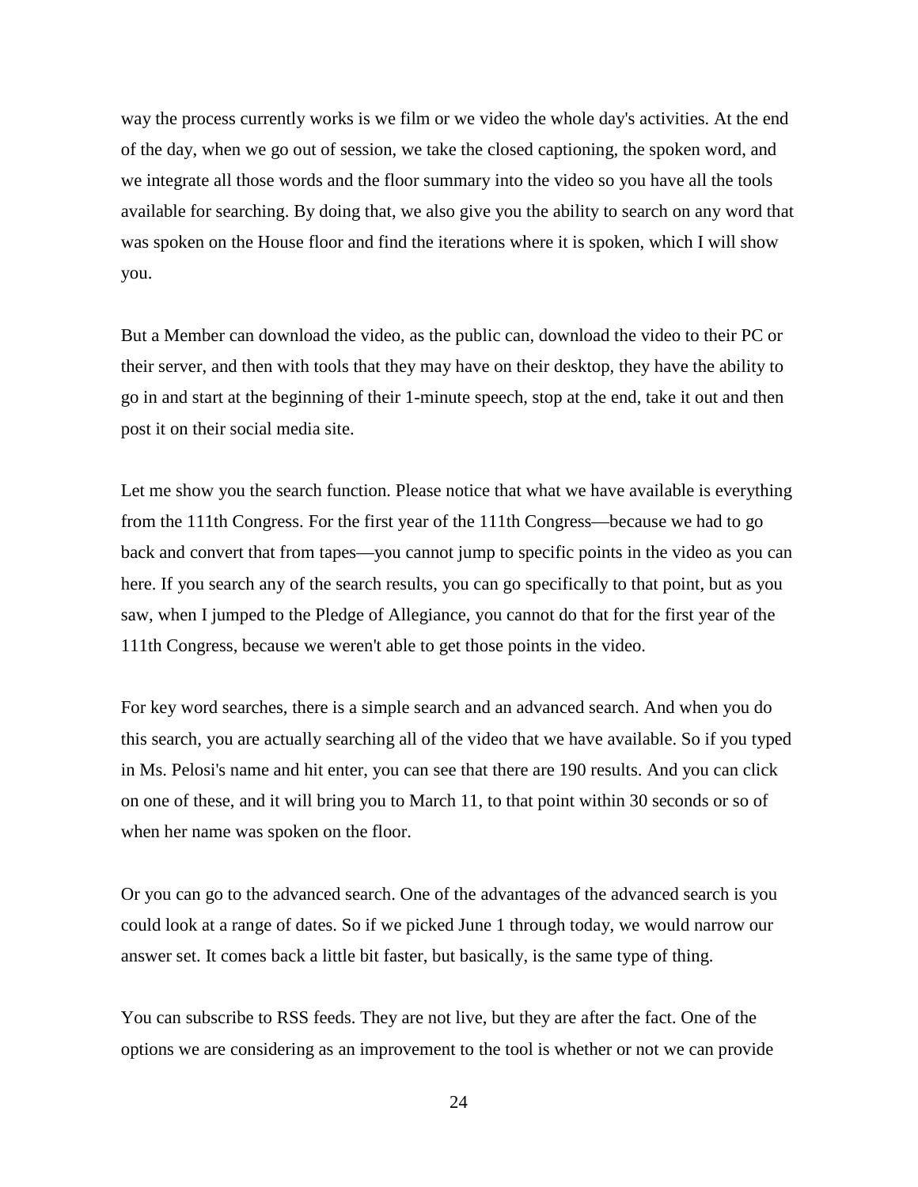way the process currently works is we film or we video the whole day's activities. At the end of the day, when we go out of session, we take the closed captioning, the spoken word, and we integrate all those words and the floor summary into the video so you have all the tools available for searching. By doing that, we also give you the ability to search on any word that was spoken on the House floor and find the iterations where it is spoken, which I will show you.

But a Member can download the video, as the public can, download the video to their PC or their server, and then with tools that they may have on their desktop, they have the ability to go in and start at the beginning of their 1-minute speech, stop at the end, take it out and then post it on their social media site.

Let me show you the search function. Please notice that what we have available is everything from the 111th Congress. For the first year of the 111th Congress—because we had to go back and convert that from tapes—you cannot jump to specific points in the video as you can here. If you search any of the search results, you can go specifically to that point, but as you saw, when I jumped to the Pledge of Allegiance, you cannot do that for the first year of the 111th Congress, because we weren't able to get those points in the video.

For key word searches, there is a simple search and an advanced search. And when you do this search, you are actually searching all of the video that we have available. So if you typed in Ms. Pelosi's name and hit enter, you can see that there are 190 results. And you can click on one of these, and it will bring you to March 11, to that point within 30 seconds or so of when her name was spoken on the floor.

Or you can go to the advanced search. One of the advantages of the advanced search is you could look at a range of dates. So if we picked June 1 through today, we would narrow our answer set. It comes back a little bit faster, but basically, is the same type of thing.

You can subscribe to RSS feeds. They are not live, but they are after the fact. One of the options we are considering as an improvement to the tool is whether or not we can provide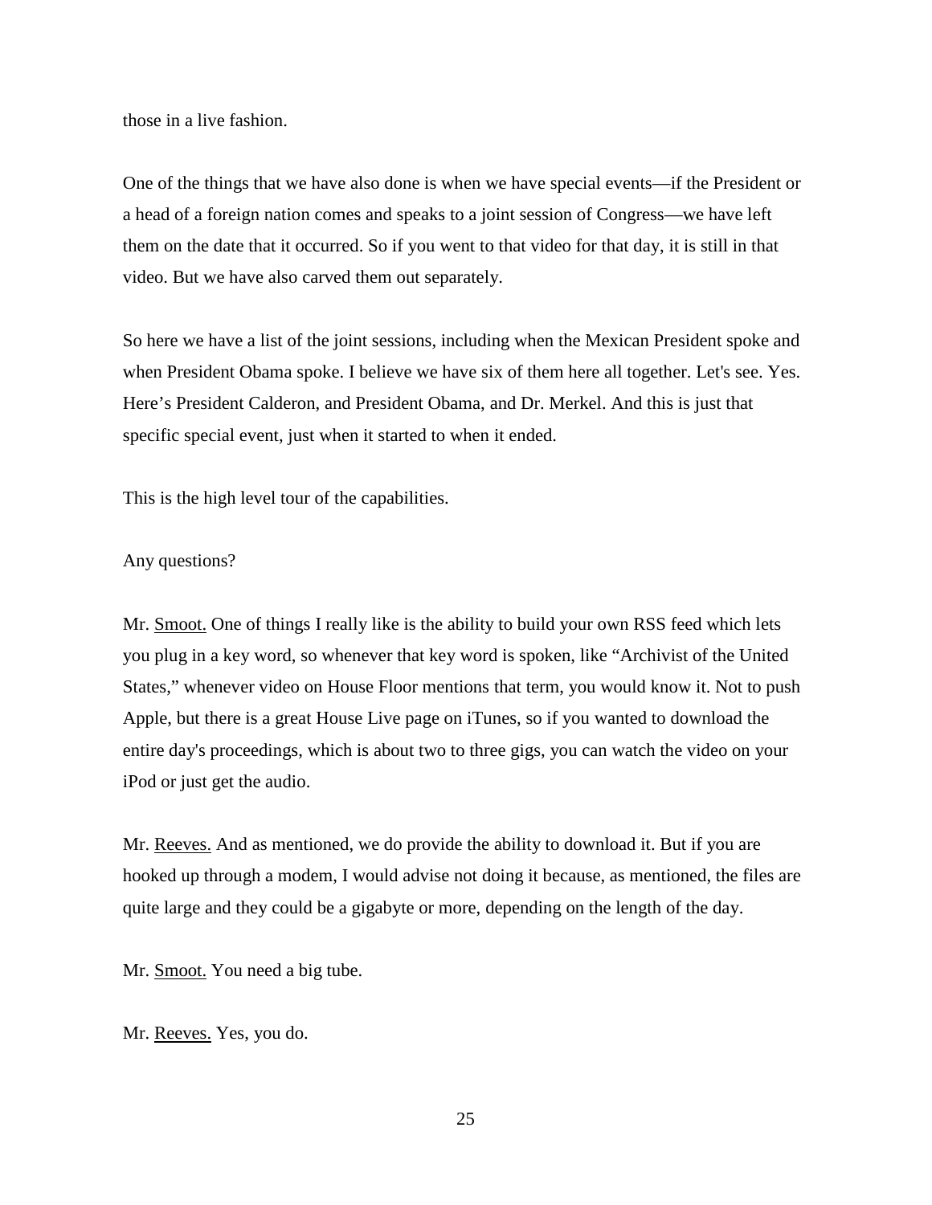those in a live fashion.

One of the things that we have also done is when we have special events—if the President or a head of a foreign nation comes and speaks to a joint session of Congress—we have left them on the date that it occurred. So if you went to that video for that day, it is still in that video. But we have also carved them out separately.

So here we have a list of the joint sessions, including when the Mexican President spoke and when President Obama spoke. I believe we have six of them here all together. Let's see. Yes. Here's President Calderon, and President Obama, and Dr. Merkel. And this is just that specific special event, just when it started to when it ended.

This is the high level tour of the capabilities.

Any questions?

Mr. Smoot. One of things I really like is the ability to build your own RSS feed which lets you plug in a key word, so whenever that key word is spoken, like "Archivist of the United States," whenever video on House Floor mentions that term, you would know it. Not to push Apple, but there is a great House Live page on iTunes, so if you wanted to download the entire day's proceedings, which is about two to three gigs, you can watch the video on your iPod or just get the audio.

Mr. Reeves. And as mentioned, we do provide the ability to download it. But if you are hooked up through a modem, I would advise not doing it because, as mentioned, the files are quite large and they could be a gigabyte or more, depending on the length of the day.

Mr. Smoot. You need a big tube.

Mr. Reeves. Yes, you do.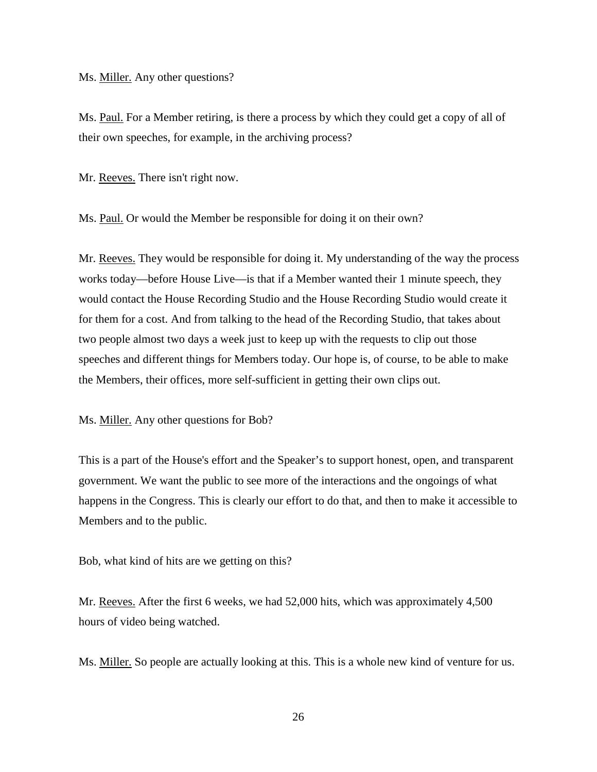Ms. Miller. Any other questions?

Ms. Paul. For a Member retiring, is there a process by which they could get a copy of all of their own speeches, for example, in the archiving process?

Mr. Reeves. There isn't right now.

Ms. Paul. Or would the Member be responsible for doing it on their own?

Mr. Reeves. They would be responsible for doing it. My understanding of the way the process works today—before House Live—is that if a Member wanted their 1 minute speech, they would contact the House Recording Studio and the House Recording Studio would create it for them for a cost. And from talking to the head of the Recording Studio, that takes about two people almost two days a week just to keep up with the requests to clip out those speeches and different things for Members today. Our hope is, of course, to be able to make the Members, their offices, more self-sufficient in getting their own clips out.

Ms. Miller. Any other questions for Bob?

This is a part of the House's effort and the Speaker's to support honest, open, and transparent government. We want the public to see more of the interactions and the ongoings of what happens in the Congress. This is clearly our effort to do that, and then to make it accessible to Members and to the public.

Bob, what kind of hits are we getting on this?

Mr. Reeves. After the first 6 weeks, we had 52,000 hits, which was approximately 4,500 hours of video being watched.

Ms. Miller. So people are actually looking at this. This is a whole new kind of venture for us.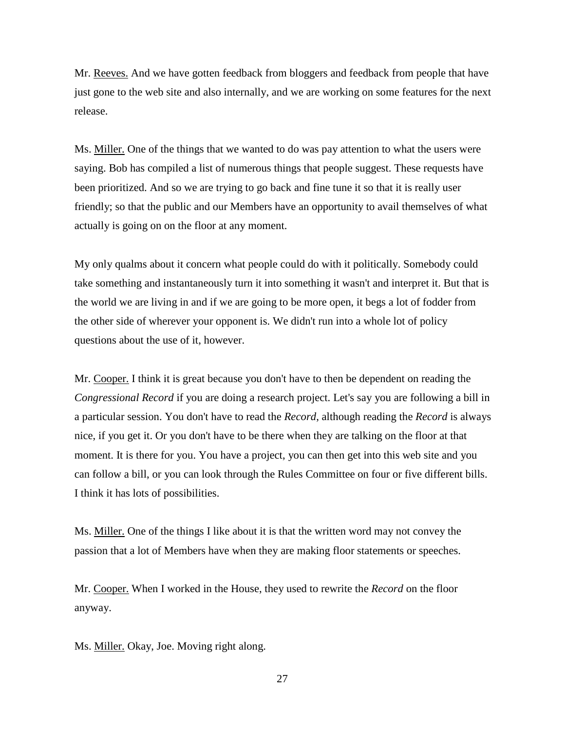Mr. Reeves. And we have gotten feedback from bloggers and feedback from people that have just gone to the web site and also internally, and we are working on some features for the next release.

Ms. Miller. One of the things that we wanted to do was pay attention to what the users were saying. Bob has compiled a list of numerous things that people suggest. These requests have been prioritized. And so we are trying to go back and fine tune it so that it is really user friendly; so that the public and our Members have an opportunity to avail themselves of what actually is going on on the floor at any moment.

My only qualms about it concern what people could do with it politically. Somebody could take something and instantaneously turn it into something it wasn't and interpret it. But that is the world we are living in and if we are going to be more open, it begs a lot of fodder from the other side of wherever your opponent is. We didn't run into a whole lot of policy questions about the use of it, however.

Mr. Cooper. I think it is great because you don't have to then be dependent on reading the *Congressional Record* if you are doing a research project. Let's say you are following a bill in a particular session. You don't have to read the *Record*, although reading the *Record* is always nice, if you get it. Or you don't have to be there when they are talking on the floor at that moment. It is there for you. You have a project, you can then get into this web site and you can follow a bill, or you can look through the Rules Committee on four or five different bills. I think it has lots of possibilities.

Ms. Miller. One of the things I like about it is that the written word may not convey the passion that a lot of Members have when they are making floor statements or speeches.

Mr. Cooper. When I worked in the House, they used to rewrite the *Record* on the floor anyway.

Ms. Miller. Okay, Joe. Moving right along.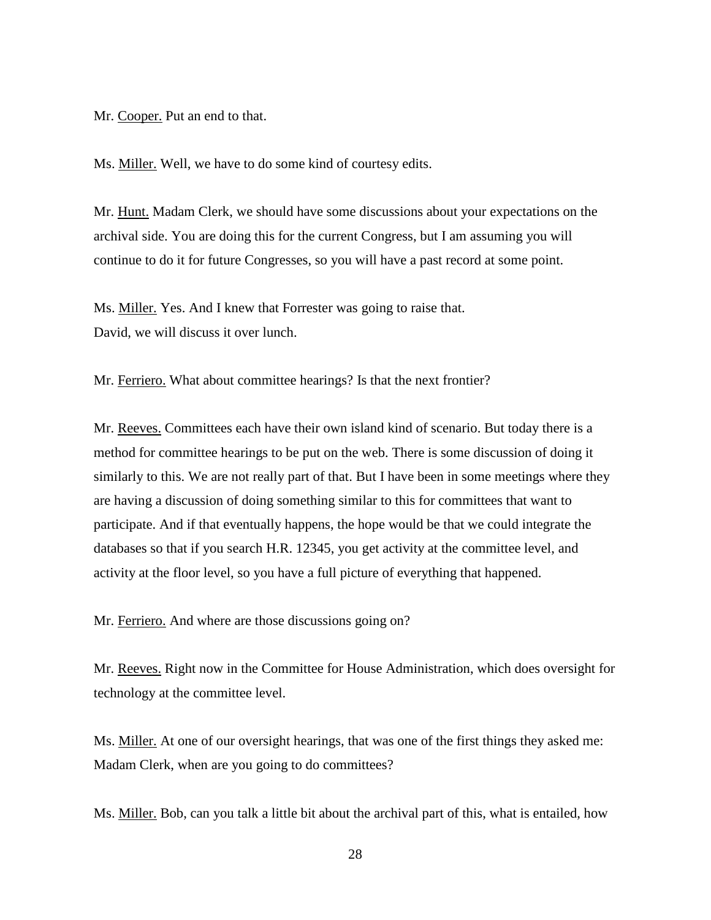Mr. Cooper. Put an end to that.

Ms. Miller. Well, we have to do some kind of courtesy edits.

Mr. Hunt. Madam Clerk, we should have some discussions about your expectations on the archival side. You are doing this for the current Congress, but I am assuming you will continue to do it for future Congresses, so you will have a past record at some point.

Ms. Miller. Yes. And I knew that Forrester was going to raise that.
David, we will discuss it over lunch.

Mr. Ferriero. What about committee hearings? Is that the next frontier?

Mr. Reeves. Committees each have their own island kind of scenario. But today there is a method for committee hearings to be put on the web. There is some discussion of doing it similarly to this. We are not really part of that. But I have been in some meetings where they are having a discussion of doing something similar to this for committees that want to participate. And if that eventually happens, the hope would be that we could integrate the databases so that if you search H.R. 12345, you get activity at the committee level, and activity at the floor level, so you have a full picture of everything that happened.

Mr. Ferriero. And where are those discussions going on?

Mr. Reeves. Right now in the Committee for House Administration, which does oversight for technology at the committee level.

Ms. Miller. At one of our oversight hearings, that was one of the first things they asked me: Madam Clerk, when are you going to do committees?

Ms. Miller. Bob, can you talk a little bit about the archival part of this, what is entailed, how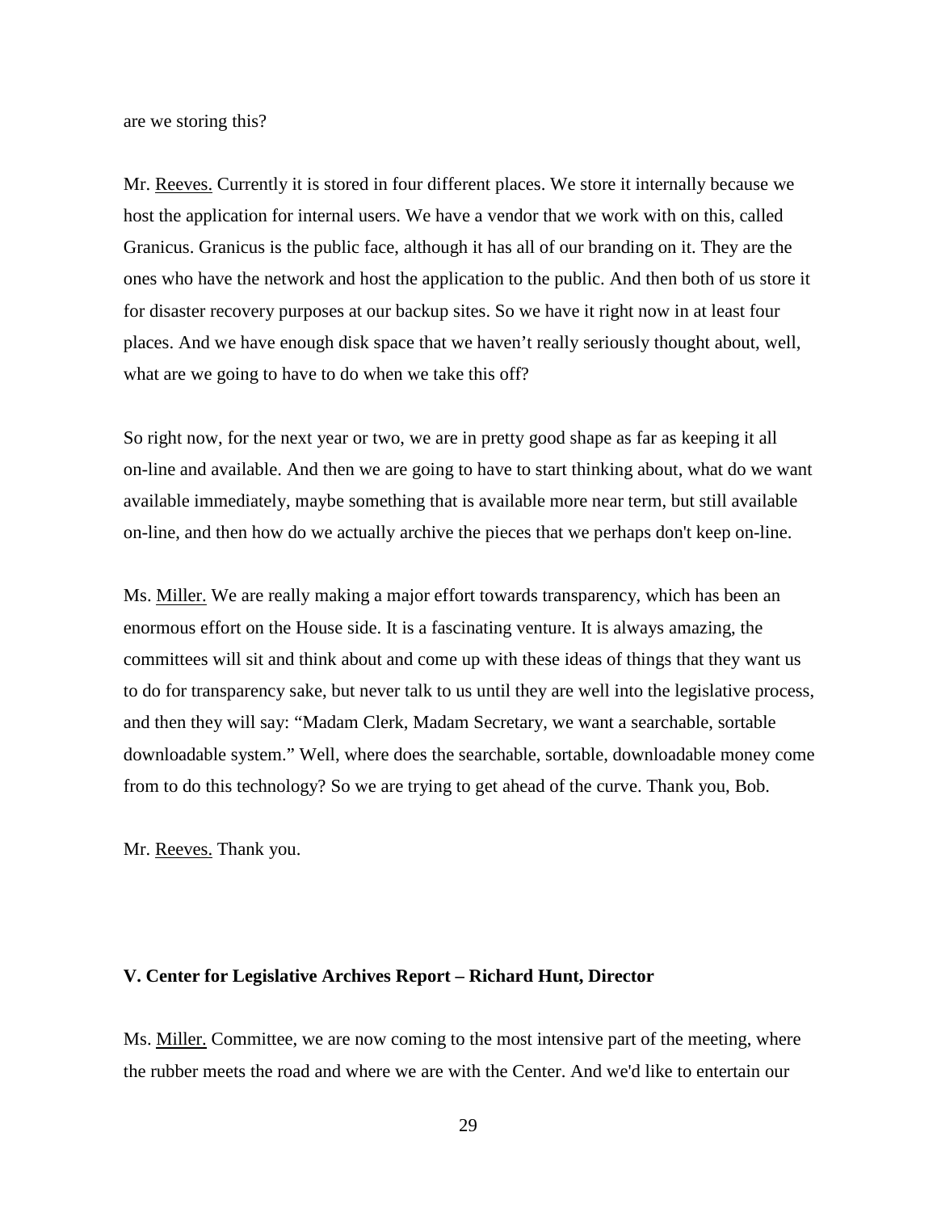are we storing this?

Mr. Reeves. Currently it is stored in four different places. We store it internally because we host the application for internal users. We have a vendor that we work with on this, called Granicus. Granicus is the public face, although it has all of our branding on it. They are the ones who have the network and host the application to the public. And then both of us store it for disaster recovery purposes at our backup sites. So we have it right now in at least four places. And we have enough disk space that we haven't really seriously thought about, well, what are we going to have to do when we take this off?

So right now, for the next year or two, we are in pretty good shape as far as keeping it all on-line and available. And then we are going to have to start thinking about, what do we want available immediately, maybe something that is available more near term, but still available on-line, and then how do we actually archive the pieces that we perhaps don't keep on-line.

Ms. Miller. We are really making a major effort towards transparency, which has been an enormous effort on the House side. It is a fascinating venture. It is always amazing, the committees will sit and think about and come up with these ideas of things that they want us to do for transparency sake, but never talk to us until they are well into the legislative process, and then they will say: "Madam Clerk, Madam Secretary, we want a searchable, sortable downloadable system." Well, where does the searchable, sortable, downloadable money come from to do this technology? So we are trying to get ahead of the curve. Thank you, Bob.

Mr. Reeves. Thank you.

## V. Center for Legislative Archives Report – Richard Hunt, Director

Ms. Miller. Committee, we are now coming to the most intensive part of the meeting, where the rubber meets the road and where we are with the Center. And we'd like to entertain our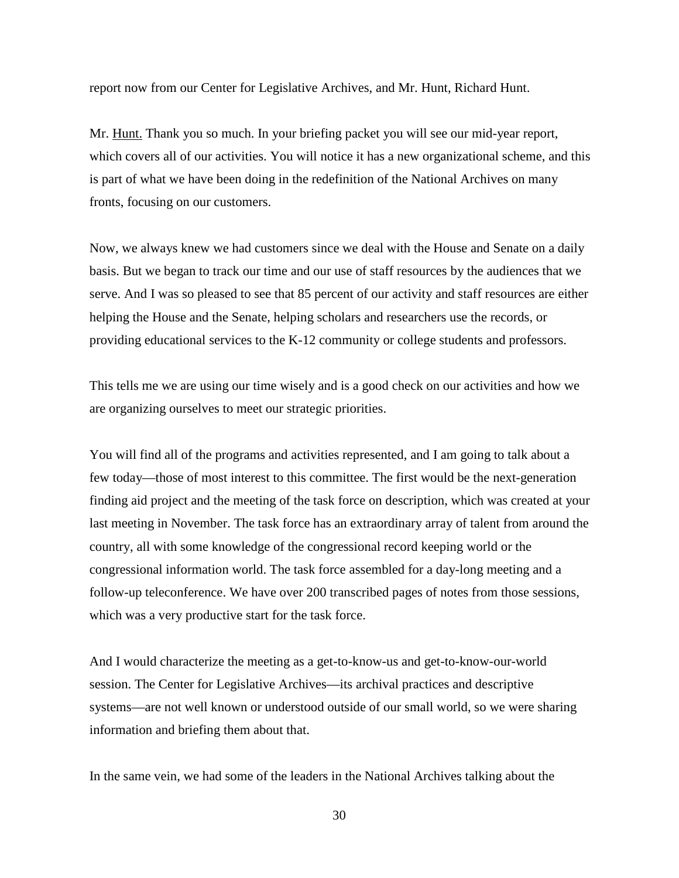report now from our Center for Legislative Archives, and Mr. Hunt, Richard Hunt.

Mr. Hunt. Thank you so much. In your briefing packet you will see our mid-year report, which covers all of our activities. You will notice it has a new organizational scheme, and this is part of what we have been doing in the redefinition of the National Archives on many fronts, focusing on our customers.

Now, we always knew we had customers since we deal with the House and Senate on a daily basis. But we began to track our time and our use of staff resources by the audiences that we serve. And I was so pleased to see that 85 percent of our activity and staff resources are either helping the House and the Senate, helping scholars and researchers use the records, or providing educational services to the K-12 community or college students and professors.

This tells me we are using our time wisely and is a good check on our activities and how we are organizing ourselves to meet our strategic priorities.

You will find all of the programs and activities represented, and I am going to talk about a few today—those of most interest to this committee. The first would be the next-generation finding aid project and the meeting of the task force on description, which was created at your last meeting in November. The task force has an extraordinary array of talent from around the country, all with some knowledge of the congressional record keeping world or the congressional information world. The task force assembled for a day-long meeting and a follow-up teleconference. We have over 200 transcribed pages of notes from those sessions, which was a very productive start for the task force.

And I would characterize the meeting as a get-to-know-us and get-to-know-our-world session. The Center for Legislative Archives—its archival practices and descriptive systems—are not well known or understood outside of our small world, so we were sharing information and briefing them about that.

In the same vein, we had some of the leaders in the National Archives talking about the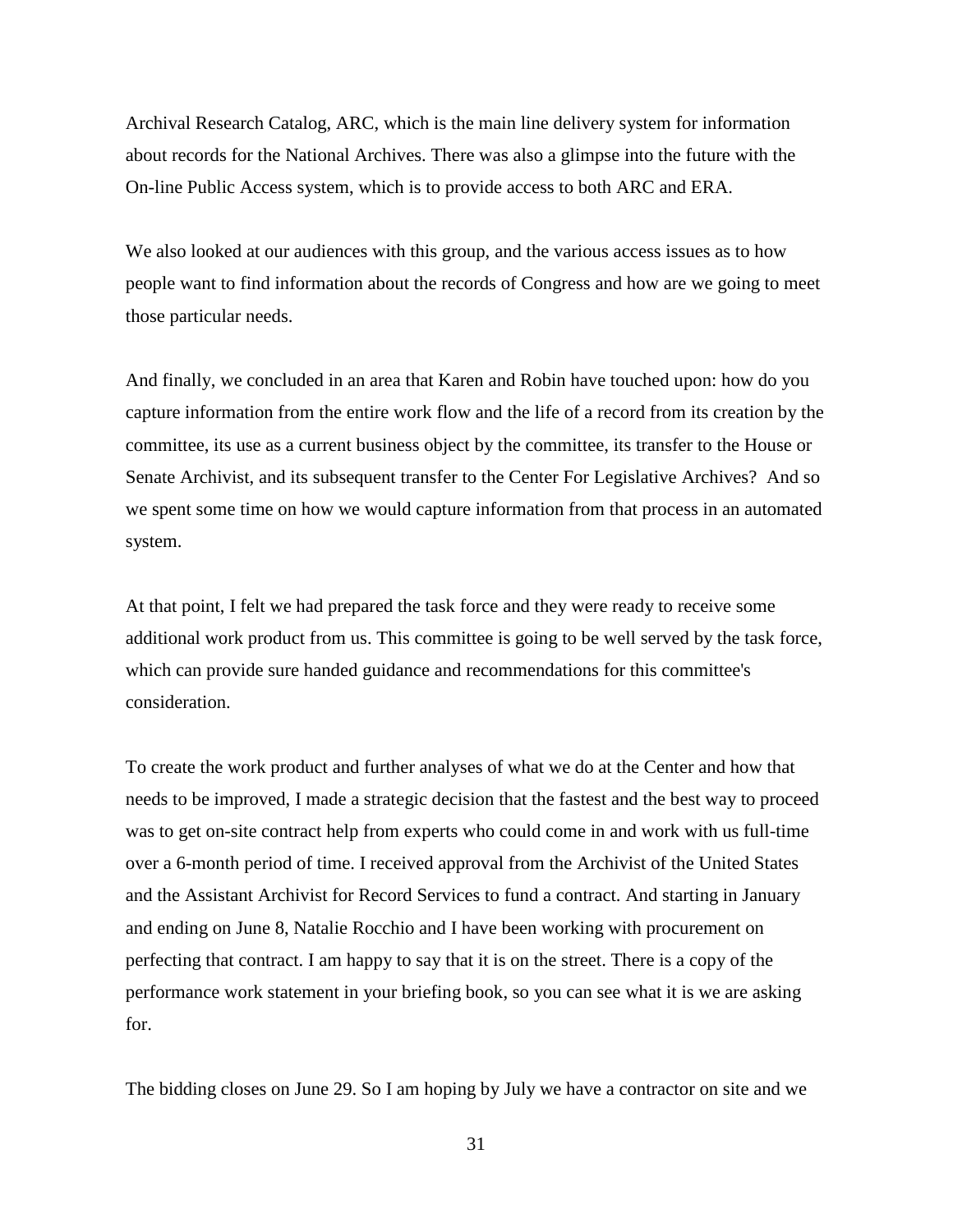Archival Research Catalog, ARC, which is the main line delivery system for information about records for the National Archives. There was also a glimpse into the future with the On-line Public Access system, which is to provide access to both ARC and ERA.

We also looked at our audiences with this group, and the various access issues as to how people want to find information about the records of Congress and how are we going to meet those particular needs.

And finally, we concluded in an area that Karen and Robin have touched upon: how do you capture information from the entire work flow and the life of a record from its creation by the committee, its use as a current business object by the committee, its transfer to the House or Senate Archivist, and its subsequent transfer to the Center For Legislative Archives? And so we spent some time on how we would capture information from that process in an automated system.

At that point, I felt we had prepared the task force and they were ready to receive some additional work product from us. This committee is going to be well served by the task force, which can provide sure handed guidance and recommendations for this committee's consideration.

To create the work product and further analyses of what we do at the Center and how that needs to be improved, I made a strategic decision that the fastest and the best way to proceed was to get on-site contract help from experts who could come in and work with us full-time over a 6-month period of time. I received approval from the Archivist of the United States and the Assistant Archivist for Record Services to fund a contract. And starting in January and ending on June 8, Natalie Rocchio and I have been working with procurement on perfecting that contract. I am happy to say that it is on the street. There is a copy of the performance work statement in your briefing book, so you can see what it is we are asking for.

The bidding closes on June 29. So I am hoping by July we have a contractor on site and we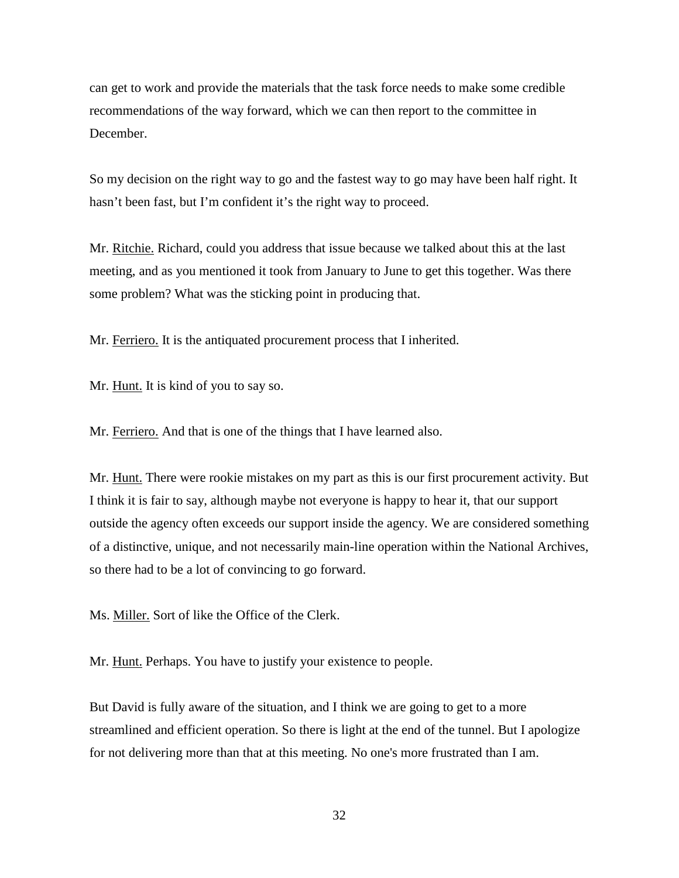can get to work and provide the materials that the task force needs to make some credible recommendations of the way forward, which we can then report to the committee in December.

So my decision on the right way to go and the fastest way to go may have been half right. It hasn't been fast, but I'm confident it's the right way to proceed.

Mr. Ritchie. Richard, could you address that issue because we talked about this at the last meeting, and as you mentioned it took from January to June to get this together. Was there some problem? What was the sticking point in producing that.

Mr. Ferriero. It is the antiquated procurement process that I inherited.

Mr. Hunt. It is kind of you to say so.

Mr. Ferriero. And that is one of the things that I have learned also.

Mr. Hunt. There were rookie mistakes on my part as this is our first procurement activity. But I think it is fair to say, although maybe not everyone is happy to hear it, that our support outside the agency often exceeds our support inside the agency. We are considered something of a distinctive, unique, and not necessarily main-line operation within the National Archives, so there had to be a lot of convincing to go forward.

Ms. Miller. Sort of like the Office of the Clerk.

Mr. Hunt. Perhaps. You have to justify your existence to people.

But David is fully aware of the situation, and I think we are going to get to a more streamlined and efficient operation. So there is light at the end of the tunnel. But I apologize for not delivering more than that at this meeting. No one's more frustrated than I am.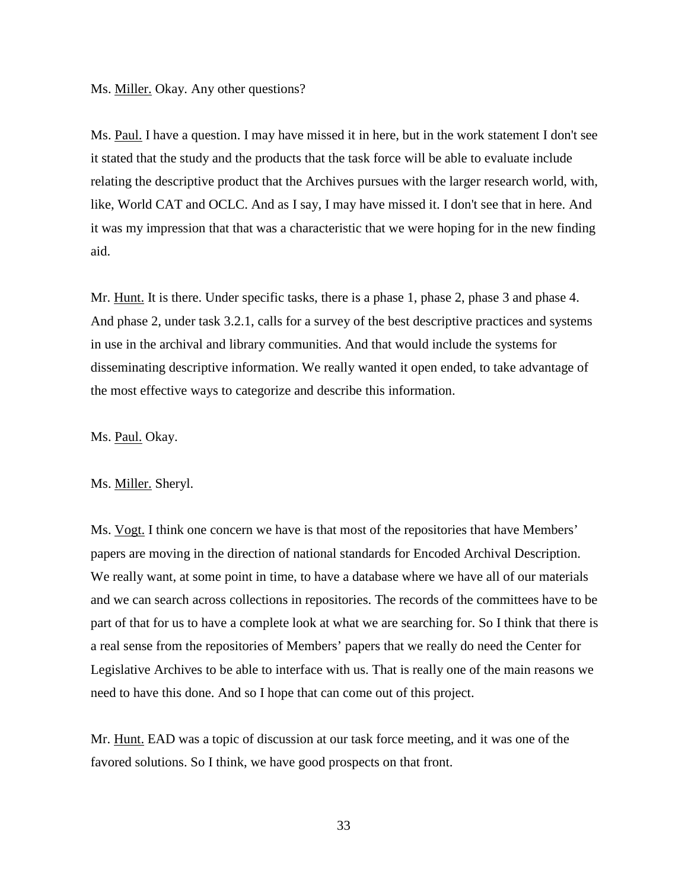Ms. Miller. Okay. Any other questions?

Ms. Paul. I have a question. I may have missed it in here, but in the work statement I don't see it stated that the study and the products that the task force will be able to evaluate include relating the descriptive product that the Archives pursues with the larger research world, with, like, World CAT and OCLC. And as I say, I may have missed it. I don't see that in here. And it was my impression that that was a characteristic that we were hoping for in the new finding aid.

Mr. Hunt. It is there. Under specific tasks, there is a phase 1, phase 2, phase 3 and phase 4. And phase 2, under task 3.2.1, calls for a survey of the best descriptive practices and systems in use in the archival and library communities. And that would include the systems for disseminating descriptive information. We really wanted it open ended, to take advantage of the most effective ways to categorize and describe this information.

Ms. Paul. Okay.

Ms. Miller. Sheryl.

Ms. Vogt. I think one concern we have is that most of the repositories that have Members' papers are moving in the direction of national standards for Encoded Archival Description. We really want, at some point in time, to have a database where we have all of our materials and we can search across collections in repositories. The records of the committees have to be part of that for us to have a complete look at what we are searching for. So I think that there is a real sense from the repositories of Members' papers that we really do need the Center for Legislative Archives to be able to interface with us. That is really one of the main reasons we need to have this done. And so I hope that can come out of this project.

Mr. Hunt. EAD was a topic of discussion at our task force meeting, and it was one of the favored solutions. So I think, we have good prospects on that front.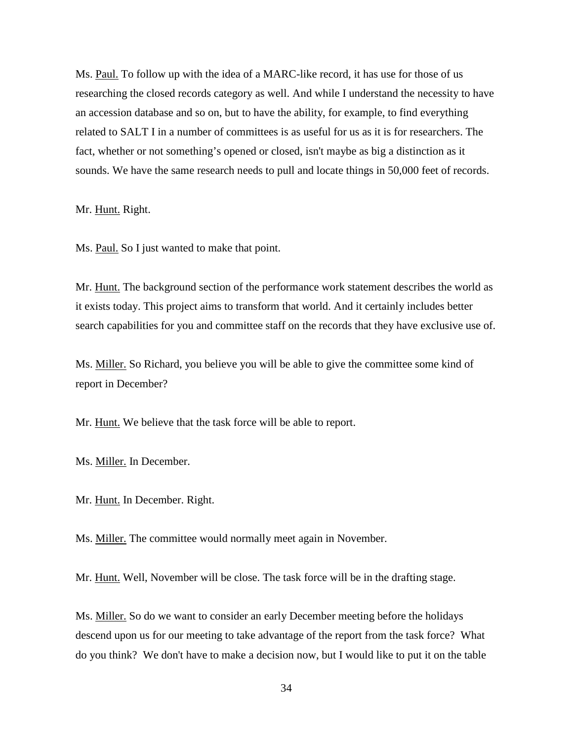Ms. Paul. To follow up with the idea of a MARC-like record, it has use for those of us researching the closed records category as well. And while I understand the necessity to have an accession database and so on, but to have the ability, for example, to find everything related to SALT I in a number of committees is as useful for us as it is for researchers. The fact, whether or not something's opened or closed, isn't maybe as big a distinction as it sounds. We have the same research needs to pull and locate things in 50,000 feet of records.

Mr. Hunt. Right.

Ms. Paul. So I just wanted to make that point.

Mr. Hunt. The background section of the performance work statement describes the world as it exists today. This project aims to transform that world. And it certainly includes better search capabilities for you and committee staff on the records that they have exclusive use of.

Ms. Miller. So Richard, you believe you will be able to give the committee some kind of report in December?

Mr. Hunt. We believe that the task force will be able to report.

Ms. Miller. In December.

Mr. Hunt. In December. Right.

Ms. Miller. The committee would normally meet again in November.

Mr. Hunt. Well, November will be close. The task force will be in the drafting stage.

Ms. Miller. So do we want to consider an early December meeting before the holidays descend upon us for our meeting to take advantage of the report from the task force? What do you think? We don't have to make a decision now, but I would like to put it on the table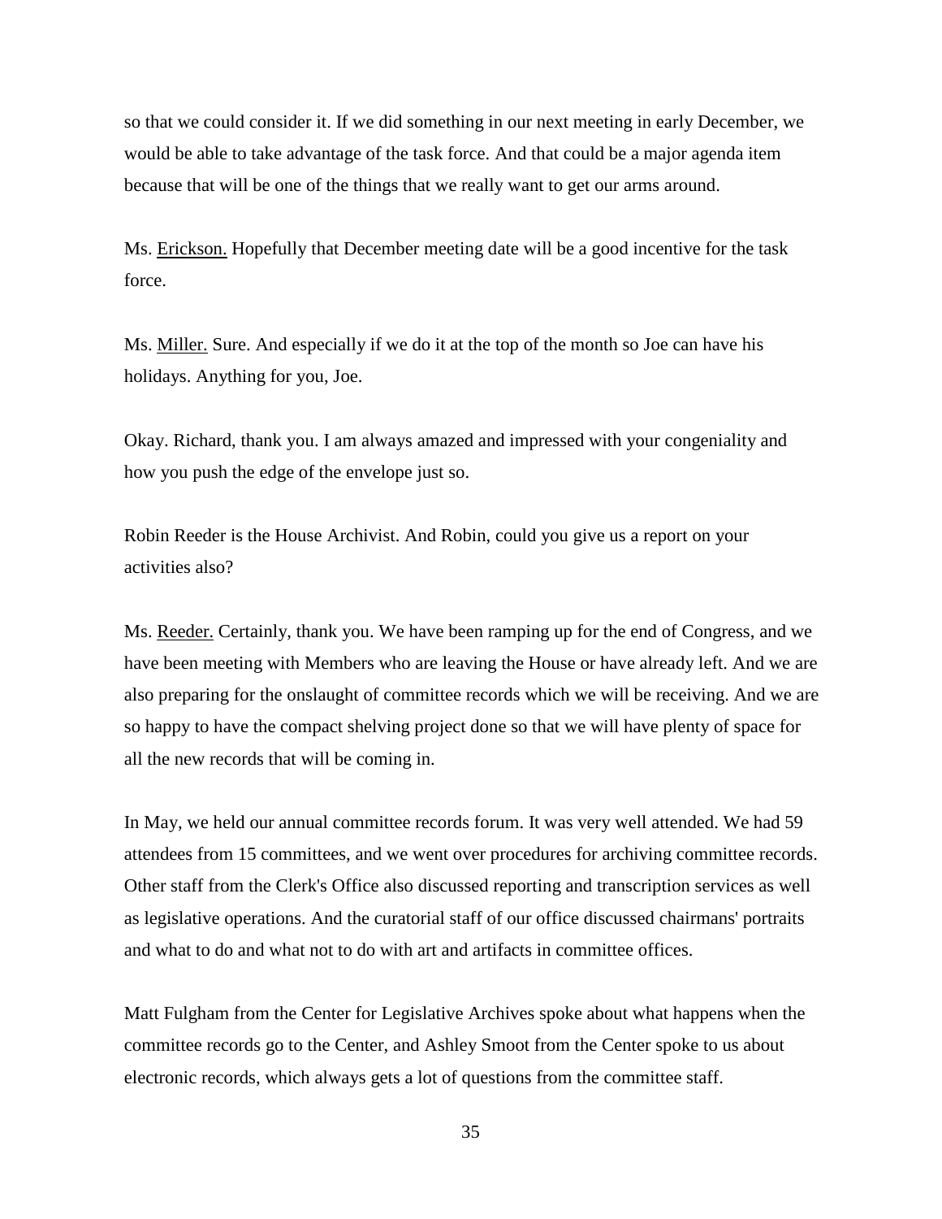so that we could consider it. If we did something in our next meeting in early December, we would be able to take advantage of the task force. And that could be a major agenda item because that will be one of the things that we really want to get our arms around.

Ms. Erickson. Hopefully that December meeting date will be a good incentive for the task force.

Ms. Miller. Sure. And especially if we do it at the top of the month so Joe can have his holidays. Anything for you, Joe.

Okay. Richard, thank you. I am always amazed and impressed with your congeniality and how you push the edge of the envelope just so.

Robin Reeder is the House Archivist. And Robin, could you give us a report on your activities also?

Ms. Reeder. Certainly, thank you. We have been ramping up for the end of Congress, and we have been meeting with Members who are leaving the House or have already left. And we are also preparing for the onslaught of committee records which we will be receiving. And we are so happy to have the compact shelving project done so that we will have plenty of space for all the new records that will be coming in.

In May, we held our annual committee records forum. It was very well attended. We had 59 attendees from 15 committees, and we went over procedures for archiving committee records. Other staff from the Clerk's Office also discussed reporting and transcription services as well as legislative operations. And the curatorial staff of our office discussed chairmans' portraits and what to do and what not to do with art and artifacts in committee offices.

Matt Fulgham from the Center for Legislative Archives spoke about what happens when the committee records go to the Center, and Ashley Smoot from the Center spoke to us about electronic records, which always gets a lot of questions from the committee staff.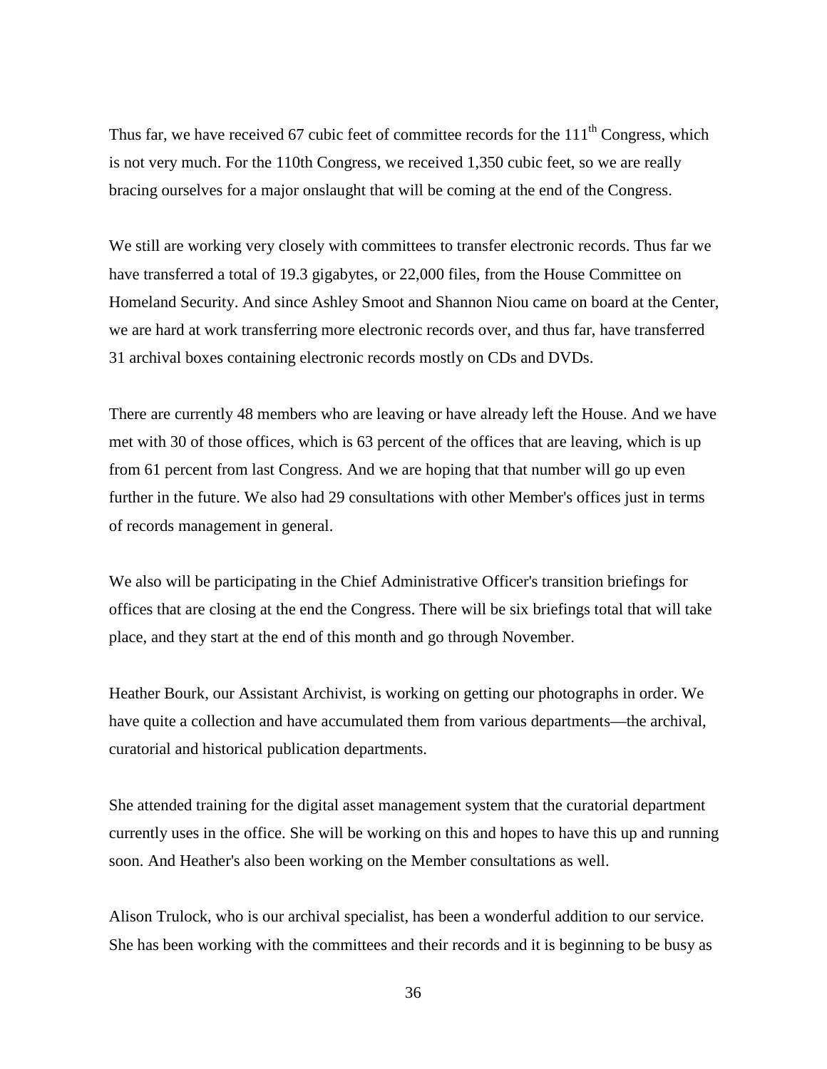Thus far, we have received 67 cubic feet of committee records for the 111th Congress, which is not very much. For the 110th Congress, we received 1,350 cubic feet, so we are really bracing ourselves for a major onslaught that will be coming at the end of the Congress.

We still are working very closely with committees to transfer electronic records. Thus far we have transferred a total of 19.3 gigabytes, or 22,000 files, from the House Committee on Homeland Security. And since Ashley Smoot and Shannon Niou came on board at the Center, we are hard at work transferring more electronic records over, and thus far, have transferred 31 archival boxes containing electronic records mostly on CDs and DVDs.

There are currently 48 members who are leaving or have already left the House. And we have met with 30 of those offices, which is 63 percent of the offices that are leaving, which is up from 61 percent from last Congress. And we are hoping that that number will go up even further in the future. We also had 29 consultations with other Member's offices just in terms of records management in general.

We also will be participating in the Chief Administrative Officer's transition briefings for offices that are closing at the end the Congress. There will be six briefings total that will take place, and they start at the end of this month and go through November.

Heather Bourk, our Assistant Archivist, is working on getting our photographs in order. We have quite a collection and have accumulated them from various departments—the archival, curatorial and historical publication departments.

She attended training for the digital asset management system that the curatorial department currently uses in the office. She will be working on this and hopes to have this up and running soon. And Heather's also been working on the Member consultations as well.

Alison Trulock, who is our archival specialist, has been a wonderful addition to our service. She has been working with the committees and their records and it is beginning to be busy as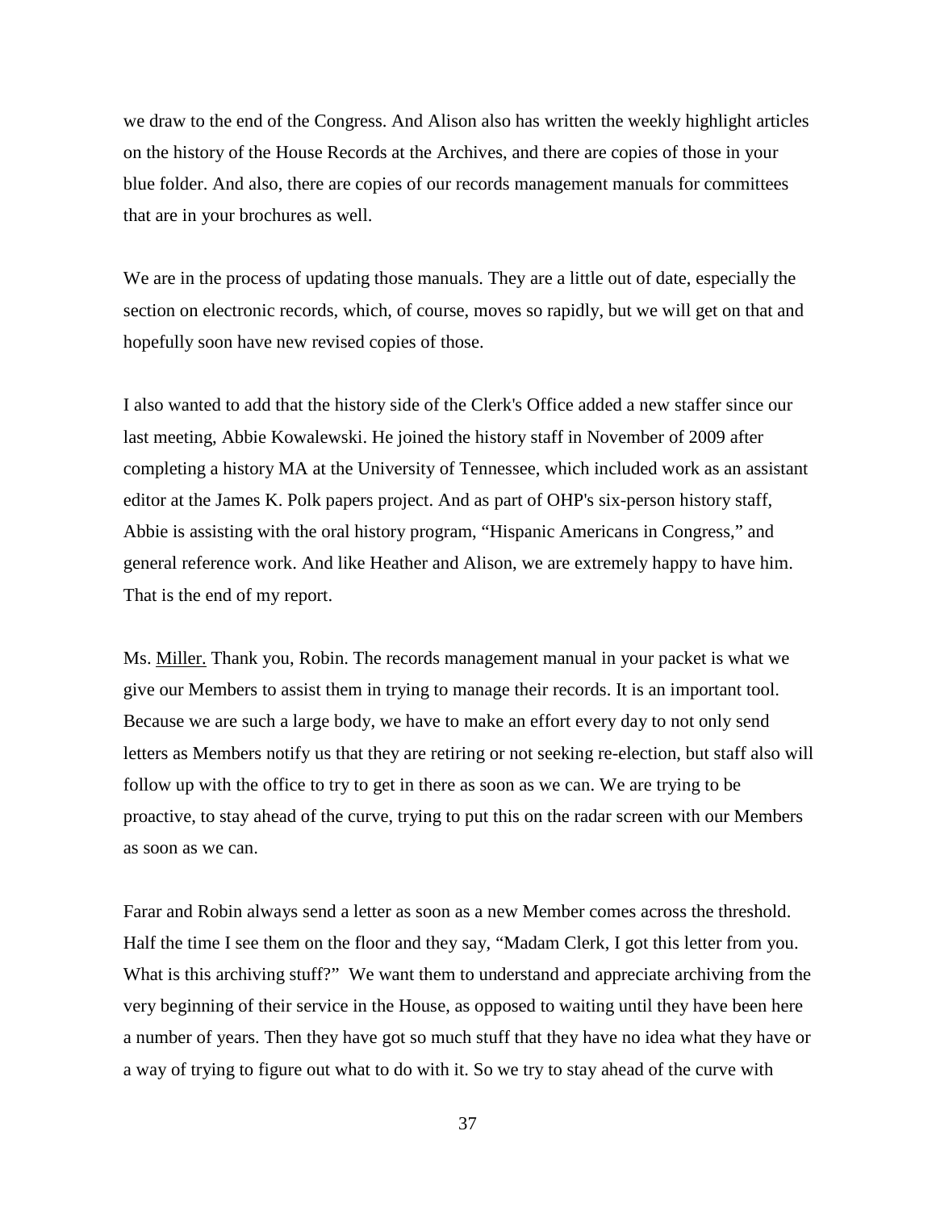we draw to the end of the Congress. And Alison also has written the weekly highlight articles on the history of the House Records at the Archives, and there are copies of those in your blue folder. And also, there are copies of our records management manuals for committees that are in your brochures as well.

We are in the process of updating those manuals. They are a little out of date, especially the section on electronic records, which, of course, moves so rapidly, but we will get on that and hopefully soon have new revised copies of those.

I also wanted to add that the history side of the Clerk's Office added a new staffer since our last meeting, Abbie Kowalewski. He joined the history staff in November of 2009 after completing a history MA at the University of Tennessee, which included work as an assistant editor at the James K. Polk papers project. And as part of OHP's six-person history staff, Abbie is assisting with the oral history program, "Hispanic Americans in Congress," and general reference work. And like Heather and Alison, we are extremely happy to have him. That is the end of my report.

Ms. Miller. Thank you, Robin. The records management manual in your packet is what we give our Members to assist them in trying to manage their records. It is an important tool. Because we are such a large body, we have to make an effort every day to not only send letters as Members notify us that they are retiring or not seeking re-election, but staff also will follow up with the office to try to get in there as soon as we can. We are trying to be proactive, to stay ahead of the curve, trying to put this on the radar screen with our Members as soon as we can.

Farar and Robin always send a letter as soon as a new Member comes across the threshold. Half the time I see them on the floor and they say, "Madam Clerk, I got this letter from you. What is this archiving stuff?" We want them to understand and appreciate archiving from the very beginning of their service in the House, as opposed to waiting until they have been here a number of years. Then they have got so much stuff that they have no idea what they have or a way of trying to figure out what to do with it. So we try to stay ahead of the curve with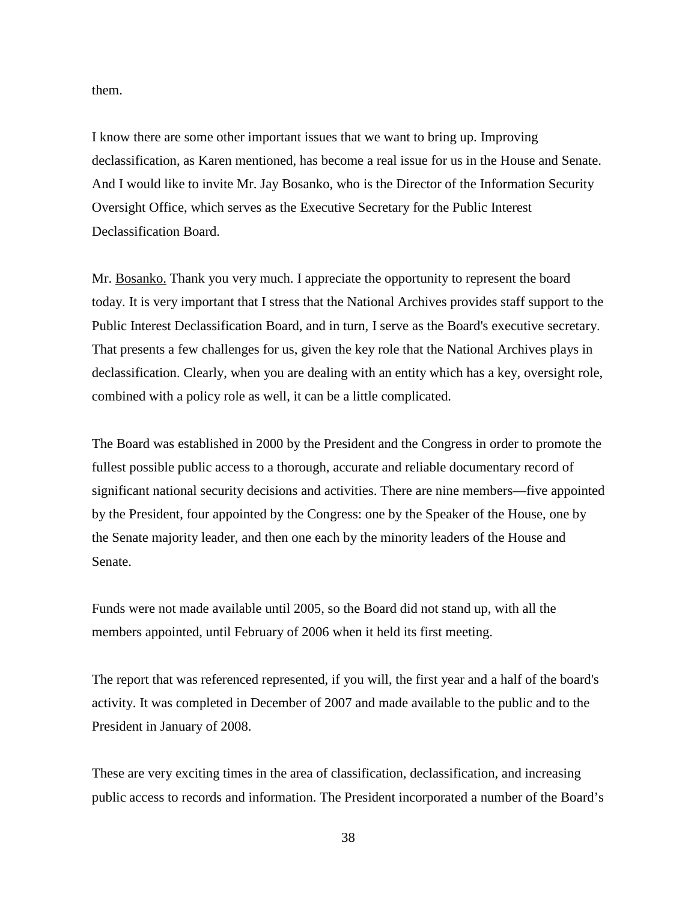them.

I know there are some other important issues that we want to bring up. Improving declassification, as Karen mentioned, has become a real issue for us in the House and Senate. And I would like to invite Mr. Jay Bosanko, who is the Director of the Information Security Oversight Office, which serves as the Executive Secretary for the Public Interest Declassification Board.

Mr. Bosanko. Thank you very much. I appreciate the opportunity to represent the board today. It is very important that I stress that the National Archives provides staff support to the Public Interest Declassification Board, and in turn, I serve as the Board's executive secretary. That presents a few challenges for us, given the key role that the National Archives plays in declassification. Clearly, when you are dealing with an entity which has a key, oversight role, combined with a policy role as well, it can be a little complicated.

The Board was established in 2000 by the President and the Congress in order to promote the fullest possible public access to a thorough, accurate and reliable documentary record of significant national security decisions and activities. There are nine members—five appointed by the President, four appointed by the Congress: one by the Speaker of the House, one by the Senate majority leader, and then one each by the minority leaders of the House and Senate.

Funds were not made available until 2005, so the Board did not stand up, with all the members appointed, until February of 2006 when it held its first meeting.

The report that was referenced represented, if you will, the first year and a half of the board's activity. It was completed in December of 2007 and made available to the public and to the President in January of 2008.

These are very exciting times in the area of classification, declassification, and increasing public access to records and information. The President incorporated a number of the Board's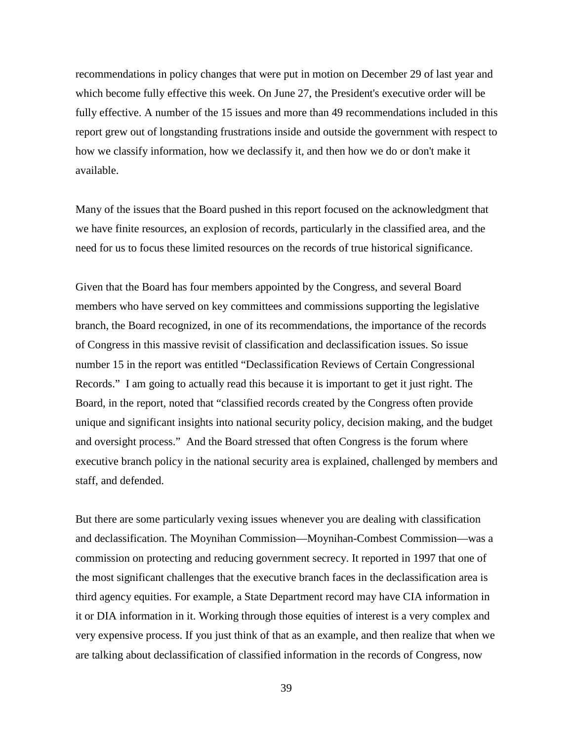recommendations in policy changes that were put in motion on December 29 of last year and which become fully effective this week. On June 27, the President's executive order will be fully effective. A number of the 15 issues and more than 49 recommendations included in this report grew out of longstanding frustrations inside and outside the government with respect to how we classify information, how we declassify it, and then how we do or don't make it available.

Many of the issues that the Board pushed in this report focused on the acknowledgment that we have finite resources, an explosion of records, particularly in the classified area, and the need for us to focus these limited resources on the records of true historical significance.

Given that the Board has four members appointed by the Congress, and several Board members who have served on key committees and commissions supporting the legislative branch, the Board recognized, in one of its recommendations, the importance of the records of Congress in this massive revisit of classification and declassification issues. So issue number 15 in the report was entitled "Declassification Reviews of Certain Congressional Records." I am going to actually read this because it is important to get it just right. The Board, in the report, noted that "classified records created by the Congress often provide unique and significant insights into national security policy, decision making, and the budget and oversight process." And the Board stressed that often Congress is the forum where executive branch policy in the national security area is explained, challenged by members and staff, and defended.

But there are some particularly vexing issues whenever you are dealing with classification and declassification. The Moynihan Commission—Moynihan-Combest Commission—was a commission on protecting and reducing government secrecy. It reported in 1997 that one of the most significant challenges that the executive branch faces in the declassification area is third agency equities. For example, a State Department record may have CIA information in it or DIA information in it. Working through those equities of interest is a very complex and very expensive process. If you just think of that as an example, and then realize that when we are talking about declassification of classified information in the records of Congress, now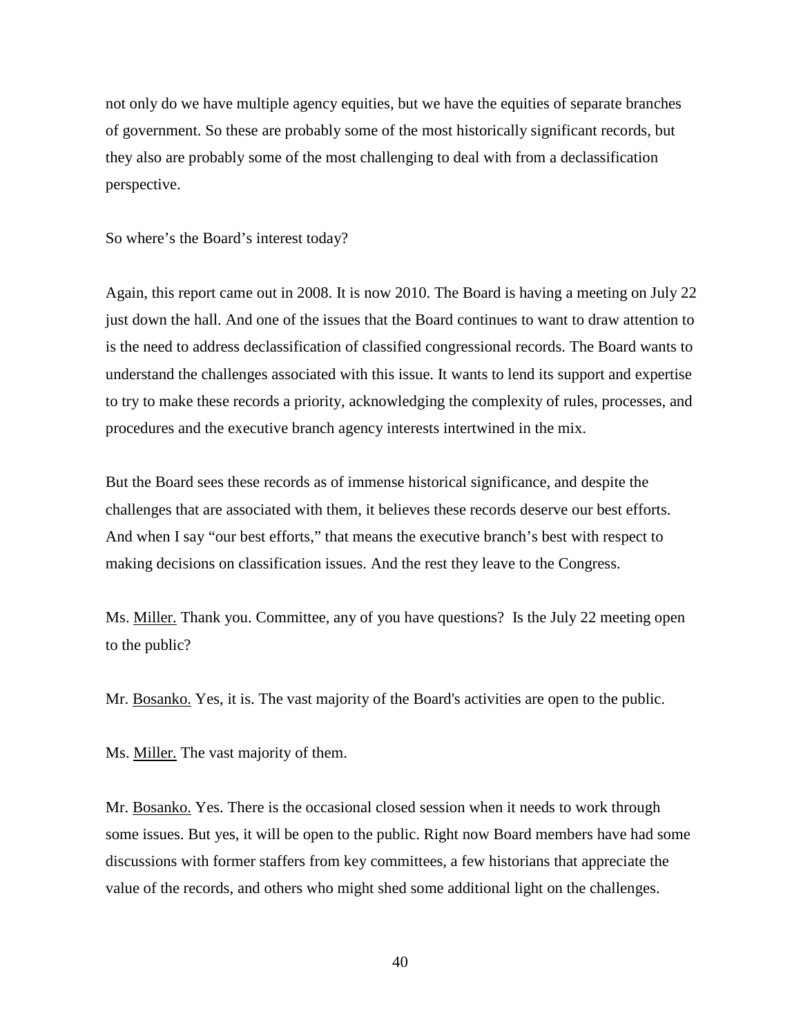not only do we have multiple agency equities, but we have the equities of separate branches of government. So these are probably some of the most historically significant records, but they also are probably some of the most challenging to deal with from a declassification perspective.

So where's the Board's interest today?

Again, this report came out in 2008. It is now 2010. The Board is having a meeting on July 22 just down the hall. And one of the issues that the Board continues to want to draw attention to is the need to address declassification of classified congressional records. The Board wants to understand the challenges associated with this issue. It wants to lend its support and expertise to try to make these records a priority, acknowledging the complexity of rules, processes, and procedures and the executive branch agency interests intertwined in the mix.

But the Board sees these records as of immense historical significance, and despite the challenges that are associated with them, it believes these records deserve our best efforts. And when I say "our best efforts," that means the executive branch's best with respect to making decisions on classification issues. And the rest they leave to the Congress.

Ms. Miller. Thank you. Committee, any of you have questions? Is the July 22 meeting open to the public?

Mr. Bosanko. Yes, it is. The vast majority of the Board's activities are open to the public.

Ms. Miller. The vast majority of them.

Mr. Bosanko. Yes. There is the occasional closed session when it needs to work through some issues. But yes, it will be open to the public. Right now Board members have had some discussions with former staffers from key committees, a few historians that appreciate the value of the records, and others who might shed some additional light on the challenges.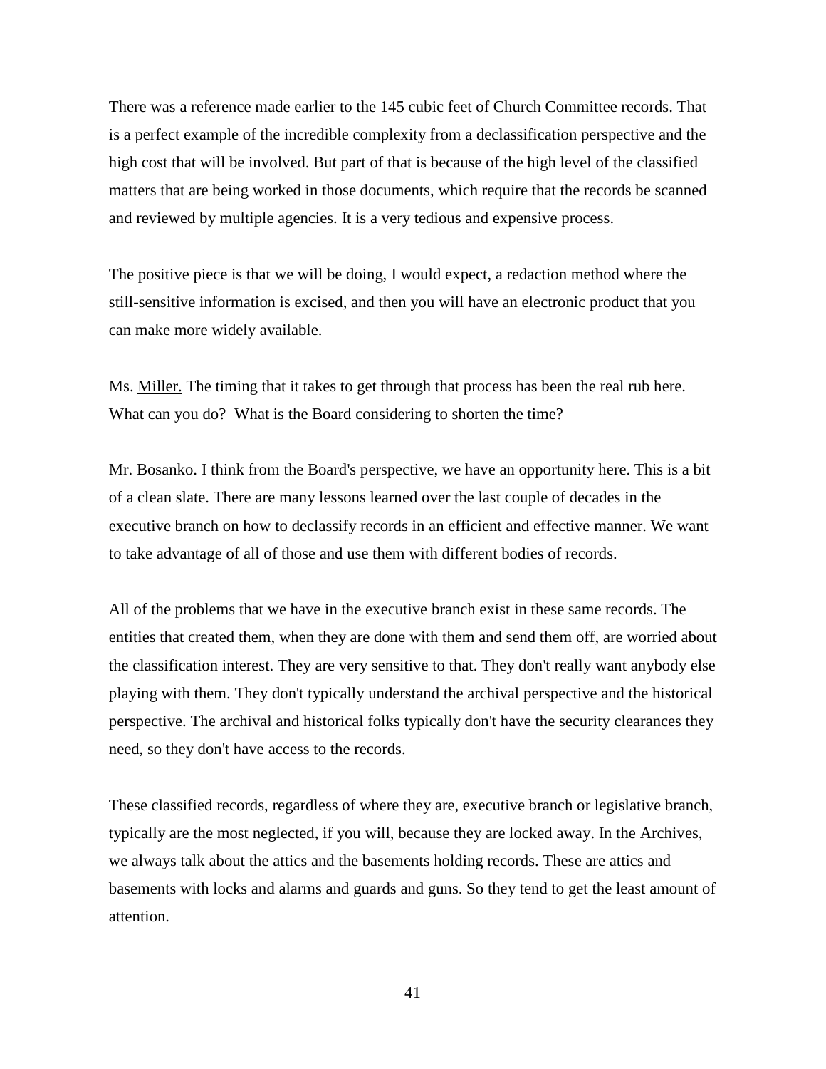There was a reference made earlier to the 145 cubic feet of Church Committee records. That is a perfect example of the incredible complexity from a declassification perspective and the high cost that will be involved. But part of that is because of the high level of the classified matters that are being worked in those documents, which require that the records be scanned and reviewed by multiple agencies. It is a very tedious and expensive process.

The positive piece is that we will be doing, I would expect, a redaction method where the still-sensitive information is excised, and then you will have an electronic product that you can make more widely available.

Ms. Miller. The timing that it takes to get through that process has been the real rub here. What can you do? What is the Board considering to shorten the time?

Mr. Bosanko. I think from the Board's perspective, we have an opportunity here. This is a bit of a clean slate. There are many lessons learned over the last couple of decades in the executive branch on how to declassify records in an efficient and effective manner. We want to take advantage of all of those and use them with different bodies of records.

All of the problems that we have in the executive branch exist in these same records. The entities that created them, when they are done with them and send them off, are worried about the classification interest. They are very sensitive to that. They don't really want anybody else playing with them. They don't typically understand the archival perspective and the historical perspective. The archival and historical folks typically don't have the security clearances they need, so they don't have access to the records.

These classified records, regardless of where they are, executive branch or legislative branch, typically are the most neglected, if you will, because they are locked away. In the Archives, we always talk about the attics and the basements holding records. These are attics and basements with locks and alarms and guards and guns. So they tend to get the least amount of attention.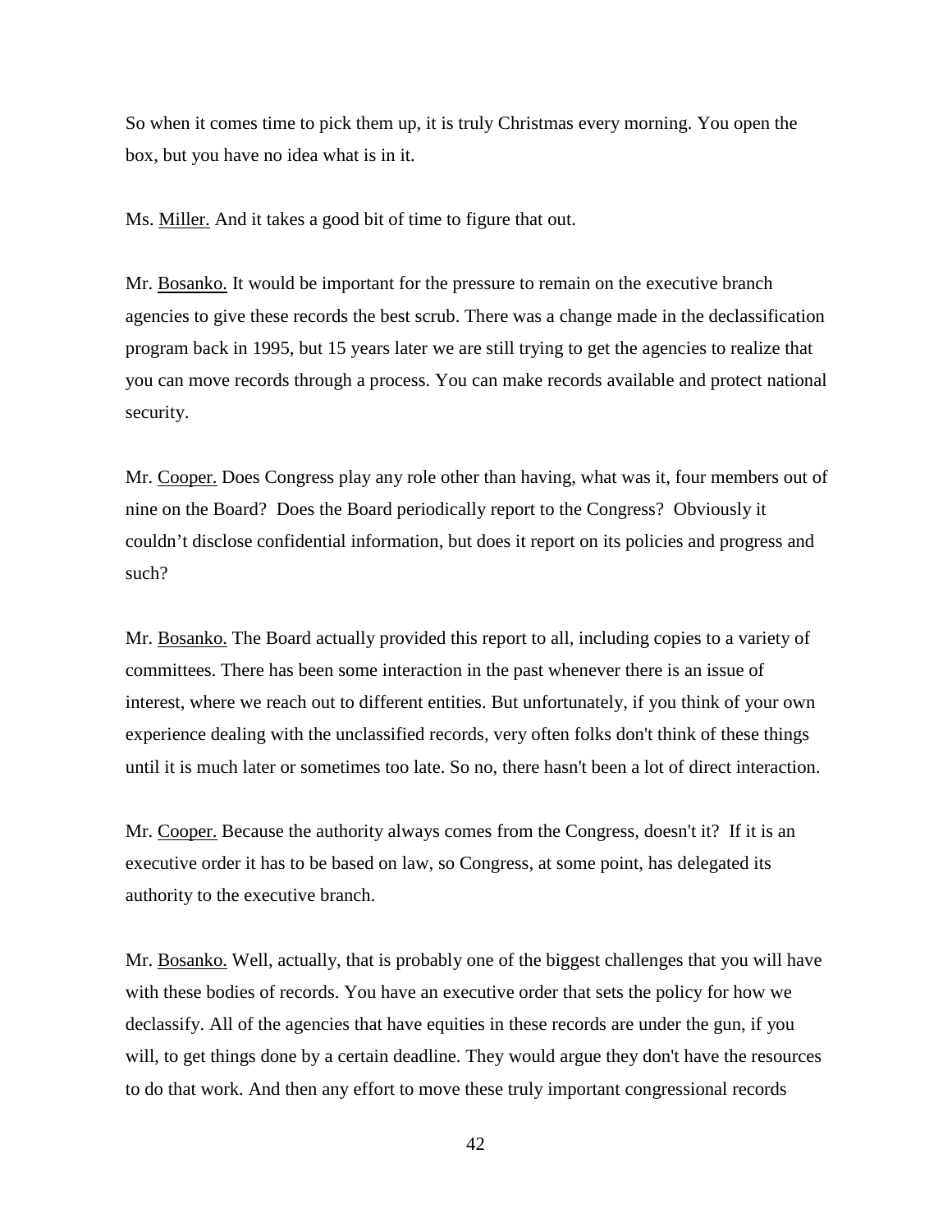So when it comes time to pick them up, it is truly Christmas every morning. You open the box, but you have no idea what is in it.

Ms. Miller. And it takes a good bit of time to figure that out.

Mr. Bosanko. It would be important for the pressure to remain on the executive branch agencies to give these records the best scrub. There was a change made in the declassification program back in 1995, but 15 years later we are still trying to get the agencies to realize that you can move records through a process. You can make records available and protect national security.

Mr. Cooper. Does Congress play any role other than having, what was it, four members out of nine on the Board? Does the Board periodically report to the Congress? Obviously it couldn't disclose confidential information, but does it report on its policies and progress and such?

Mr. Bosanko. The Board actually provided this report to all, including copies to a variety of committees. There has been some interaction in the past whenever there is an issue of interest, where we reach out to different entities. But unfortunately, if you think of your own experience dealing with the unclassified records, very often folks don't think of these things until it is much later or sometimes too late. So no, there hasn't been a lot of direct interaction.

Mr. Cooper. Because the authority always comes from the Congress, doesn't it? If it is an executive order it has to be based on law, so Congress, at some point, has delegated its authority to the executive branch.

Mr. Bosanko. Well, actually, that is probably one of the biggest challenges that you will have with these bodies of records. You have an executive order that sets the policy for how we declassify. All of the agencies that have equities in these records are under the gun, if you will, to get things done by a certain deadline. They would argue they don't have the resources to do that work. And then any effort to move these truly important congressional records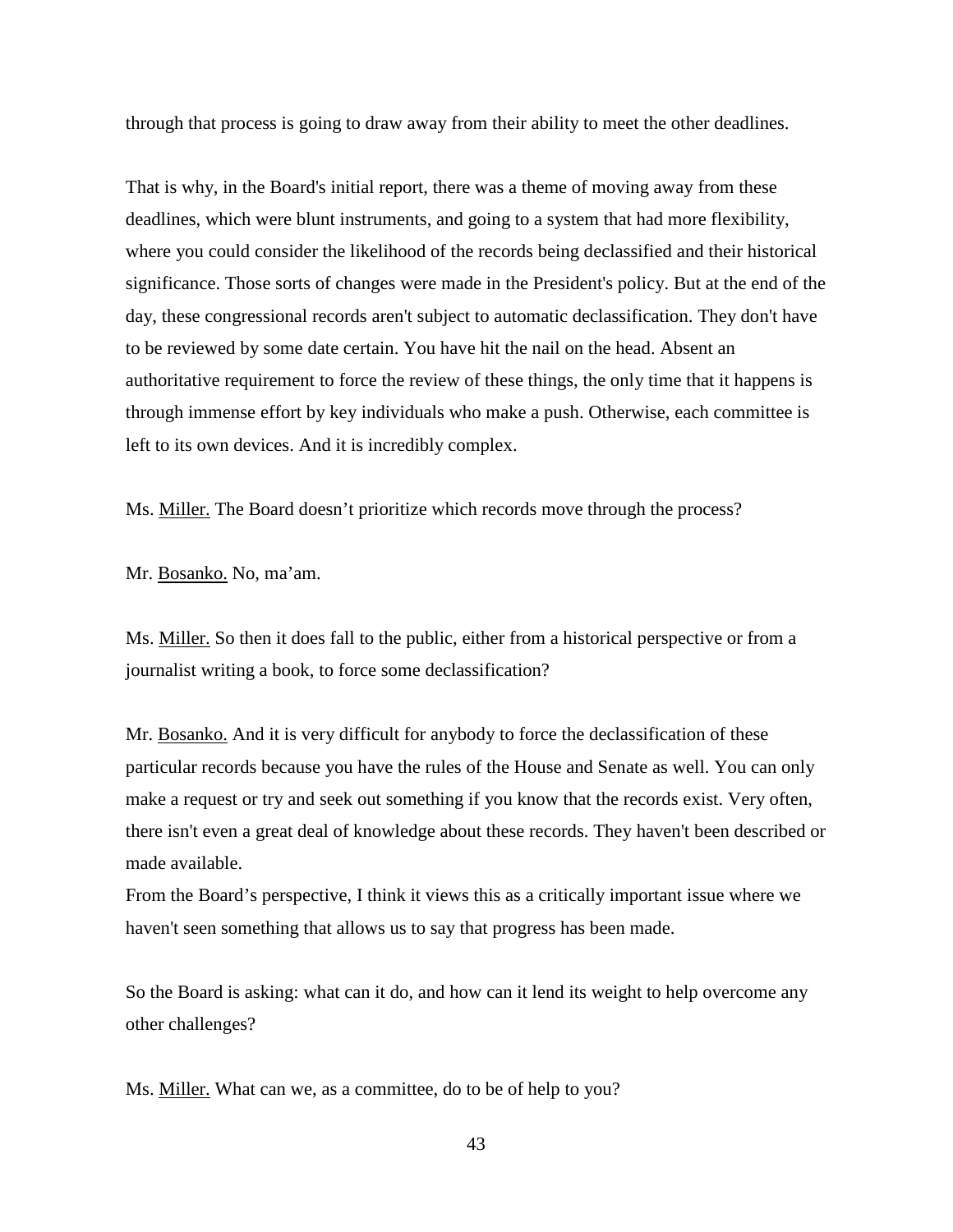through that process is going to draw away from their ability to meet the other deadlines.

That is why, in the Board's initial report, there was a theme of moving away from these deadlines, which were blunt instruments, and going to a system that had more flexibility, where you could consider the likelihood of the records being declassified and their historical significance. Those sorts of changes were made in the President's policy. But at the end of the day, these congressional records aren't subject to automatic declassification. They don't have to be reviewed by some date certain. You have hit the nail on the head. Absent an authoritative requirement to force the review of these things, the only time that it happens is through immense effort by key individuals who make a push. Otherwise, each committee is left to its own devices. And it is incredibly complex.

Ms. Miller. The Board doesn't prioritize which records move through the process?

Mr. Bosanko. No, ma'am.

Ms. Miller. So then it does fall to the public, either from a historical perspective or from a journalist writing a book, to force some declassification?

Mr. Bosanko. And it is very difficult for anybody to force the declassification of these particular records because you have the rules of the House and Senate as well. You can only make a request or try and seek out something if you know that the records exist. Very often, there isn't even a great deal of knowledge about these records. They haven't been described or made available.

From the Board's perspective, I think it views this as a critically important issue where we haven't seen something that allows us to say that progress has been made.

So the Board is asking: what can it do, and how can it lend its weight to help overcome any other challenges?

Ms. Miller. What can we, as a committee, do to be of help to you?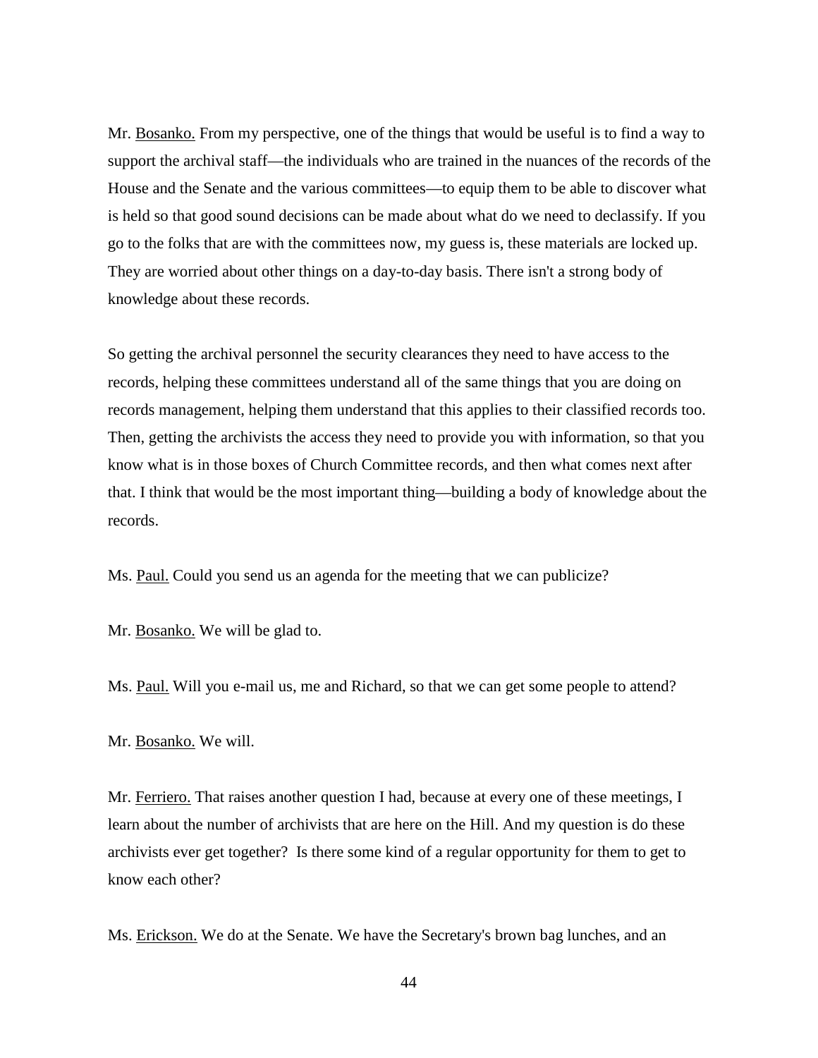Mr. Bosanko. From my perspective, one of the things that would be useful is to find a way to support the archival staff—the individuals who are trained in the nuances of the records of the House and the Senate and the various committees—to equip them to be able to discover what is held so that good sound decisions can be made about what do we need to declassify. If you go to the folks that are with the committees now, my guess is, these materials are locked up. They are worried about other things on a day-to-day basis. There isn't a strong body of knowledge about these records.

So getting the archival personnel the security clearances they need to have access to the records, helping these committees understand all of the same things that you are doing on records management, helping them understand that this applies to their classified records too. Then, getting the archivists the access they need to provide you with information, so that you know what is in those boxes of Church Committee records, and then what comes next after that. I think that would be the most important thing—building a body of knowledge about the records.

Ms. Paul. Could you send us an agenda for the meeting that we can publicize?

Mr. Bosanko. We will be glad to.

Ms. Paul. Will you e-mail us, me and Richard, so that we can get some people to attend?

Mr. Bosanko. We will.

Mr. Ferriero. That raises another question I had, because at every one of these meetings, I learn about the number of archivists that are here on the Hill. And my question is do these archivists ever get together? Is there some kind of a regular opportunity for them to get to know each other?

Ms. Erickson. We do at the Senate. We have the Secretary's brown bag lunches, and an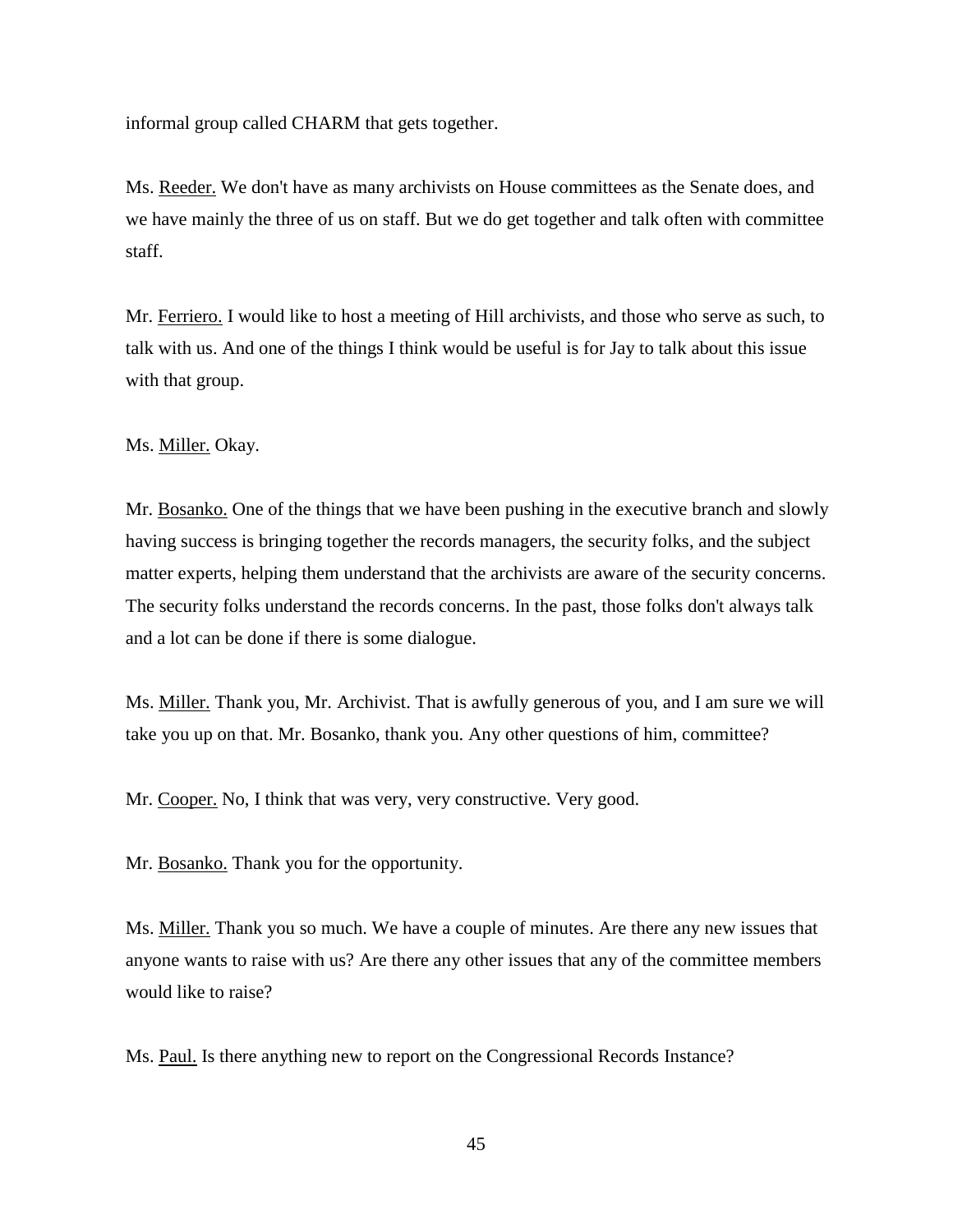informal group called CHARM that gets together.

Ms. Reeder. We don't have as many archivists on House committees as the Senate does, and we have mainly the three of us on staff. But we do get together and talk often with committee staff.

Mr. Ferriero. I would like to host a meeting of Hill archivists, and those who serve as such, to talk with us. And one of the things I think would be useful is for Jay to talk about this issue with that group.

Ms. Miller. Okay.

Mr. Bosanko. One of the things that we have been pushing in the executive branch and slowly having success is bringing together the records managers, the security folks, and the subject matter experts, helping them understand that the archivists are aware of the security concerns. The security folks understand the records concerns. In the past, those folks don't always talk and a lot can be done if there is some dialogue.

Ms. Miller. Thank you, Mr. Archivist. That is awfully generous of you, and I am sure we will take you up on that. Mr. Bosanko, thank you. Any other questions of him, committee?

Mr. Cooper. No, I think that was very, very constructive. Very good.

Mr. Bosanko. Thank you for the opportunity.

Ms. Miller. Thank you so much. We have a couple of minutes. Are there any new issues that anyone wants to raise with us? Are there any other issues that any of the committee members would like to raise?

Ms. Paul. Is there anything new to report on the Congressional Records Instance?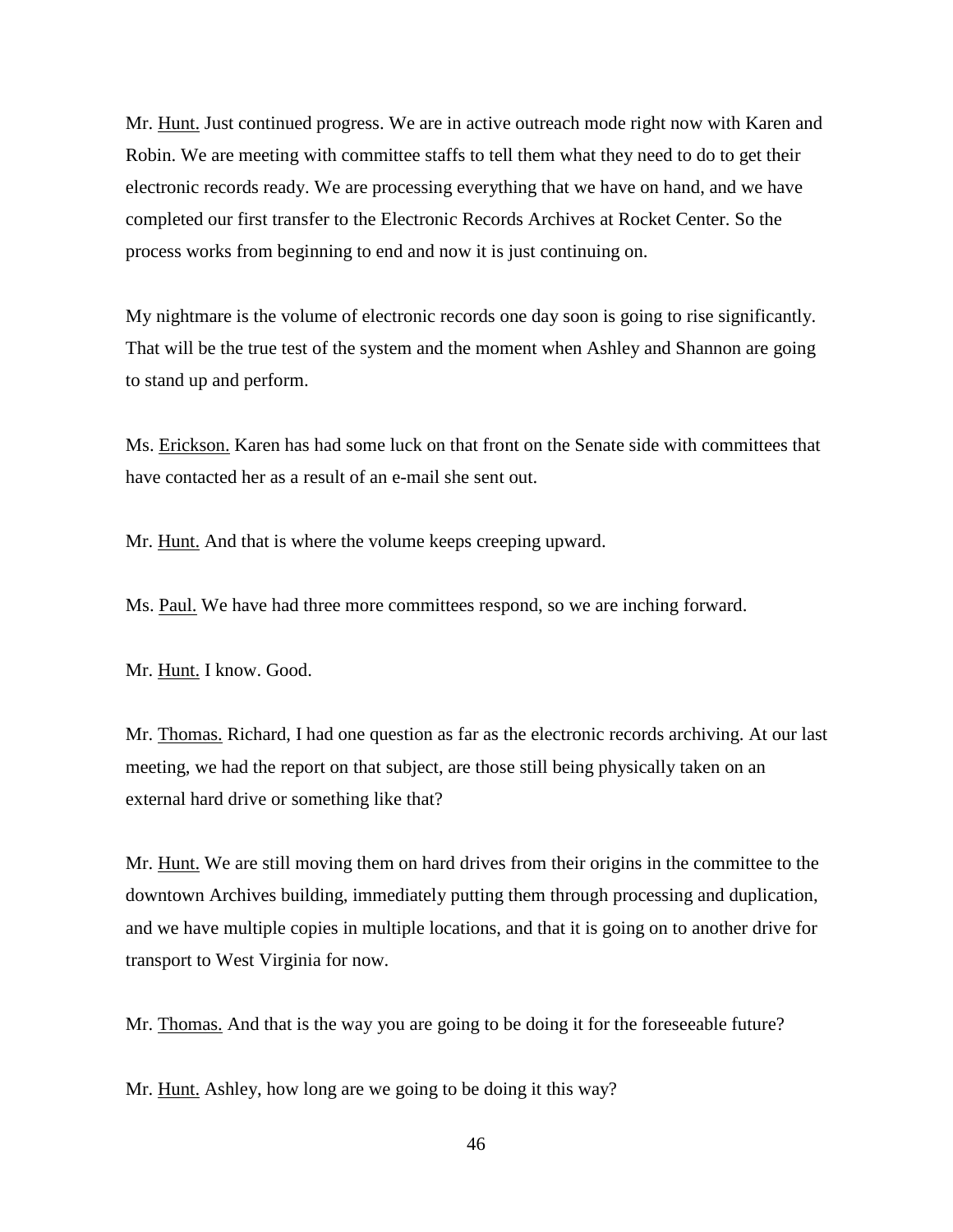Mr. Hunt. Just continued progress. We are in active outreach mode right now with Karen and Robin. We are meeting with committee staffs to tell them what they need to do to get their electronic records ready. We are processing everything that we have on hand, and we have completed our first transfer to the Electronic Records Archives at Rocket Center. So the process works from beginning to end and now it is just continuing on.

My nightmare is the volume of electronic records one day soon is going to rise significantly. That will be the true test of the system and the moment when Ashley and Shannon are going to stand up and perform.

Ms. Erickson. Karen has had some luck on that front on the Senate side with committees that have contacted her as a result of an e-mail she sent out.

Mr. Hunt. And that is where the volume keeps creeping upward.

Ms. Paul. We have had three more committees respond, so we are inching forward.

Mr. Hunt. I know. Good.

Mr. Thomas. Richard, I had one question as far as the electronic records archiving. At our last meeting, we had the report on that subject, are those still being physically taken on an external hard drive or something like that?

Mr. Hunt. We are still moving them on hard drives from their origins in the committee to the downtown Archives building, immediately putting them through processing and duplication, and we have multiple copies in multiple locations, and that it is going on to another drive for transport to West Virginia for now.

Mr. Thomas. And that is the way you are going to be doing it for the foreseeable future?

Mr. Hunt. Ashley, how long are we going to be doing it this way?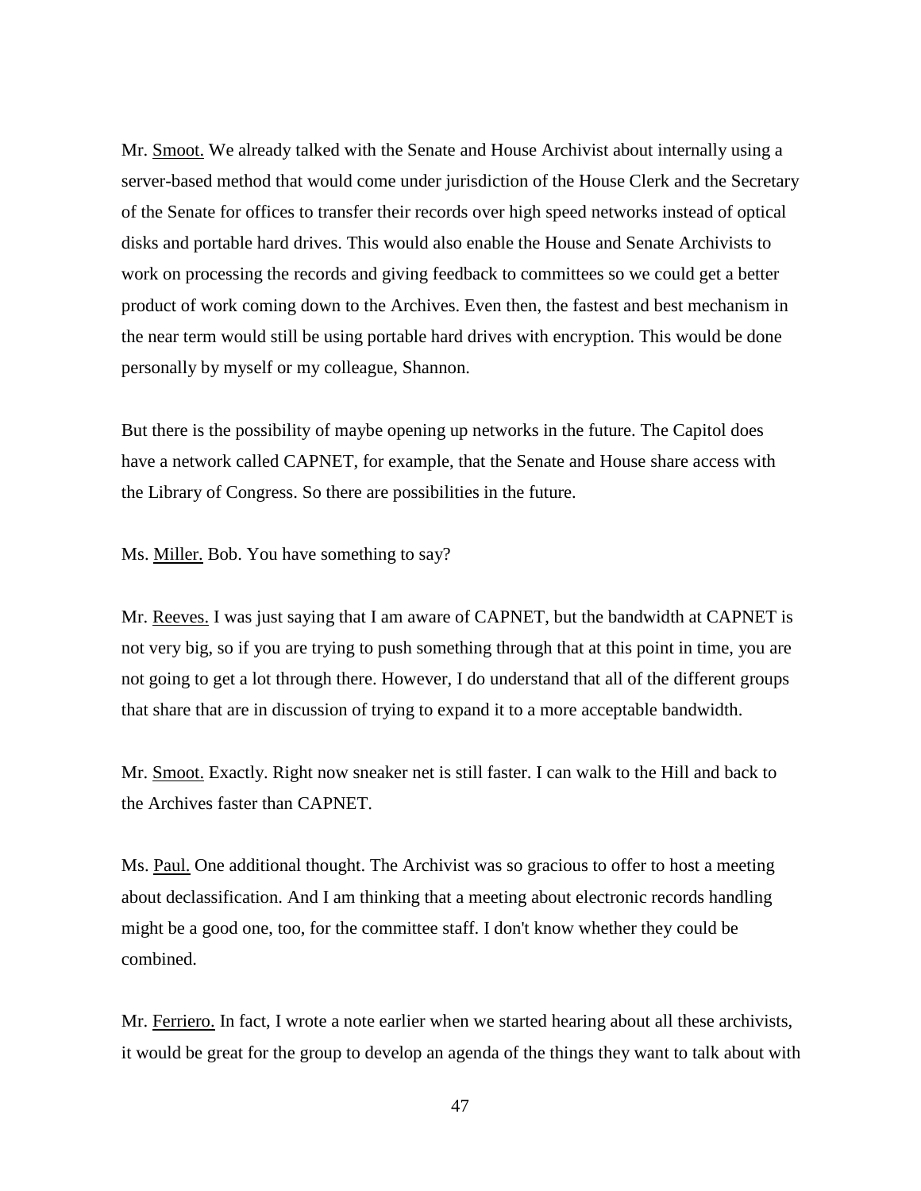Mr. Smoot. We already talked with the Senate and House Archivist about internally using a server-based method that would come under jurisdiction of the House Clerk and the Secretary of the Senate for offices to transfer their records over high speed networks instead of optical disks and portable hard drives. This would also enable the House and Senate Archivists to work on processing the records and giving feedback to committees so we could get a better product of work coming down to the Archives. Even then, the fastest and best mechanism in the near term would still be using portable hard drives with encryption. This would be done personally by myself or my colleague, Shannon.

But there is the possibility of maybe opening up networks in the future. The Capitol does have a network called CAPNET, for example, that the Senate and House share access with the Library of Congress. So there are possibilities in the future.

Ms. Miller. Bob. You have something to say?

Mr. Reeves. I was just saying that I am aware of CAPNET, but the bandwidth at CAPNET is not very big, so if you are trying to push something through that at this point in time, you are not going to get a lot through there. However, I do understand that all of the different groups that share that are in discussion of trying to expand it to a more acceptable bandwidth.

Mr. Smoot. Exactly. Right now sneaker net is still faster. I can walk to the Hill and back to the Archives faster than CAPNET.

Ms. Paul. One additional thought. The Archivist was so gracious to offer to host a meeting about declassification. And I am thinking that a meeting about electronic records handling might be a good one, too, for the committee staff. I don't know whether they could be combined.

Mr. Ferriero. In fact, I wrote a note earlier when we started hearing about all these archivists, it would be great for the group to develop an agenda of the things they want to talk about with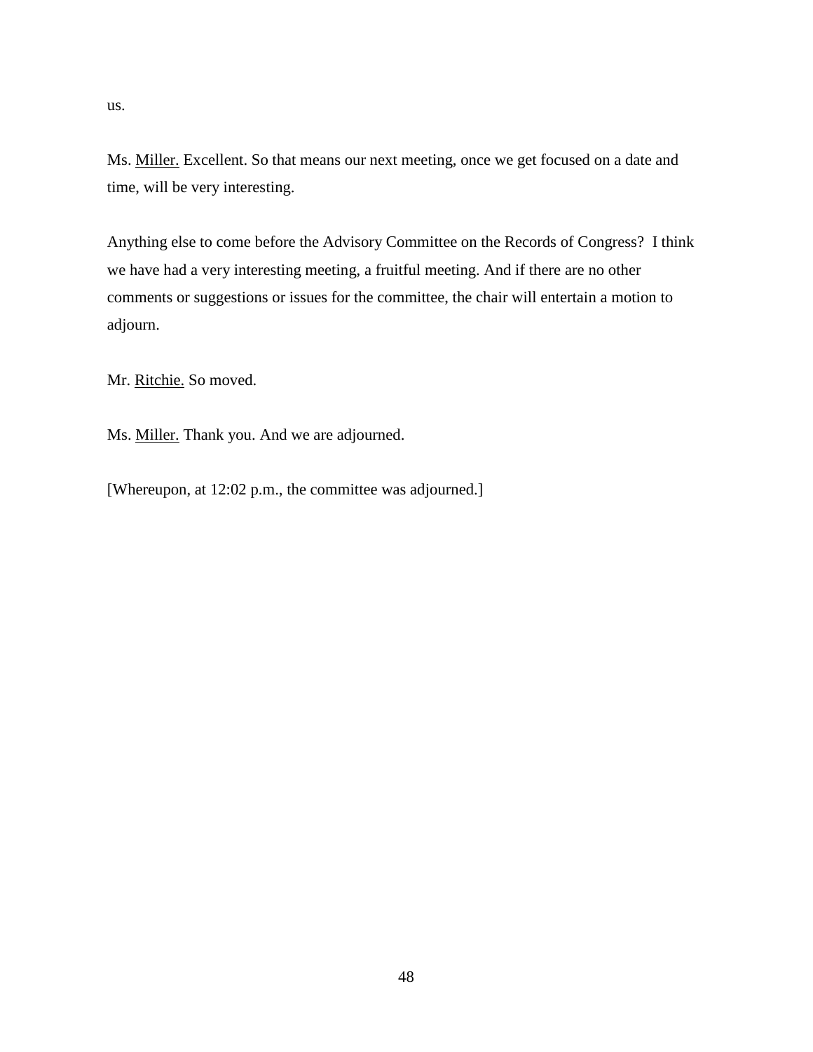us.

Ms. Miller. Excellent. So that means our next meeting, once we get focused on a date and time, will be very interesting.

Anything else to come before the Advisory Committee on the Records of Congress?  I think we have had a very interesting meeting, a fruitful meeting. And if there are no other comments or suggestions or issues for the committee, the chair will entertain a motion to adjourn.

Mr. Ritchie. So moved.

Ms. Miller. Thank you. And we are adjourned.

[Whereupon, at 12:02 p.m., the committee was adjourned.]